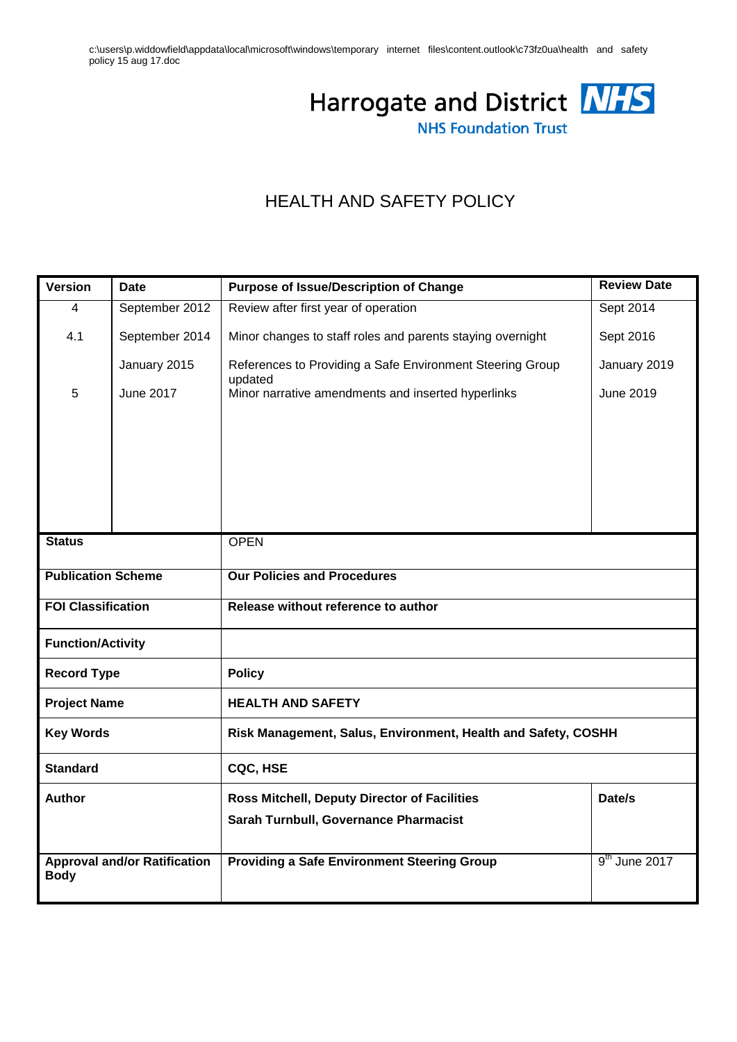c:\users\p.widdowfield\appdata\local\microsoft\windows\temporary internet files\content.outlook\c73fz0ua\health and safety policy 15 aug 17.doc

Harrogate and District NHS
NHS Foundation Trust

# HEALTH AND SAFETY POLICY

| Version | Date | Purpose of Issue/Description of Change | Review Date |
|---|---|---|---|
| 4 | September 2012 | Review after first year of operation | Sept 2014 |
| 4.1 | September 2014 | Minor changes to staff roles and parents staying overnight | Sept 2016 |
| | January 2015 | References to Providing a Safe Environment Steering Group updated | January 2019 |
| 5 | June 2017 | Minor narrative amendments and inserted hyperlinks | June 2019 |

| | | |
|---|---|---|
| **Status** | OPEN | |
| **Publication Scheme** | **Our Policies and Procedures** | |
| **FOI Classification** | **Release without reference to author** | |
| **Function/Activity** | | |
| **Record Type** | **Policy** | |
| **Project Name** | **HEALTH AND SAFETY** | |
| **Key Words** | **Risk Management, Salus, Environment, Health and Safety, COSHH** | |
| **Standard** | **CQC, HSE** | |
| **Author** | **Ross Mitchell, Deputy Director of Facilities**<br>**Sarah Turnbull, Governance Pharmacist** | **Date/s** |
| **Approval and/or Ratification Body** | **Providing a Safe Environment Steering Group** | 9th June 2017 |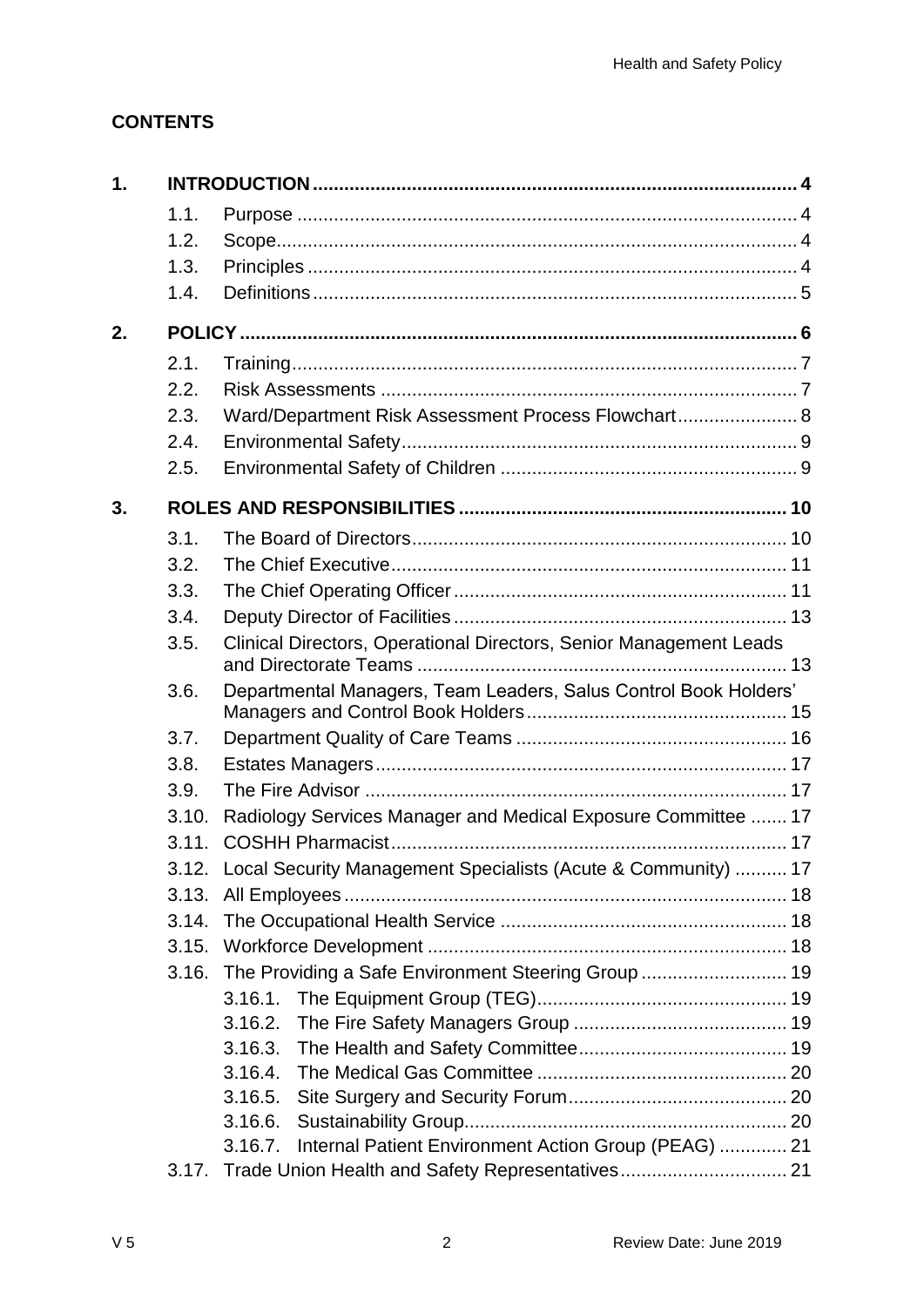## CONTENTS

1. **INTRODUCTION** ............ 4
   - 1.1. Purpose ............ 4
   - 1.2. Scope ............ 4
   - 1.3. Principles ............ 4
   - 1.4. Definitions ............ 5
2. **POLICY** ............ 6
   - 2.1. Training ............ 7
   - 2.2. Risk Assessments ............ 7
   - 2.3. Ward/Department Risk Assessment Process Flowchart ............ 8
   - 2.4. Environmental Safety ............ 9
   - 2.5. Environmental Safety of Children ............ 9
3. **ROLES AND RESPONSIBILITIES** ............ 10
   - 3.1. The Board of Directors ............ 10
   - 3.2. The Chief Executive ............ 11
   - 3.3. The Chief Operating Officer ............ 11
   - 3.4. Deputy Director of Facilities ............ 13
   - 3.5. Clinical Directors, Operational Directors, Senior Management Leads and Directorate Teams ............ 13
   - 3.6. Departmental Managers, Team Leaders, Salus Control Book Holders' Managers and Control Book Holders ............ 15
   - 3.7. Department Quality of Care Teams ............ 16
   - 3.8. Estates Managers ............ 17
   - 3.9. The Fire Advisor ............ 17
   - 3.10. Radiology Services Manager and Medical Exposure Committee ............ 17
   - 3.11. COSHH Pharmacist ............ 17
   - 3.12. Local Security Management Specialists (Acute & Community) ............ 17
   - 3.13. All Employees ............ 18
   - 3.14. The Occupational Health Service ............ 18
   - 3.15. Workforce Development ............ 18
   - 3.16. The Providing a Safe Environment Steering Group ............ 19
     - 3.16.1. The Equipment Group (TEG) ............ 19
     - 3.16.2. The Fire Safety Managers Group ............ 19
     - 3.16.3. The Health and Safety Committee ............ 19
     - 3.16.4. The Medical Gas Committee ............ 20
     - 3.16.5. Site Surgery and Security Forum ............ 20
     - 3.16.6. Sustainability Group ............ 20
     - 3.16.7. Internal Patient Environment Action Group (PEAG) ............ 21
   - 3.17. Trade Union Health and Safety Representatives ............ 21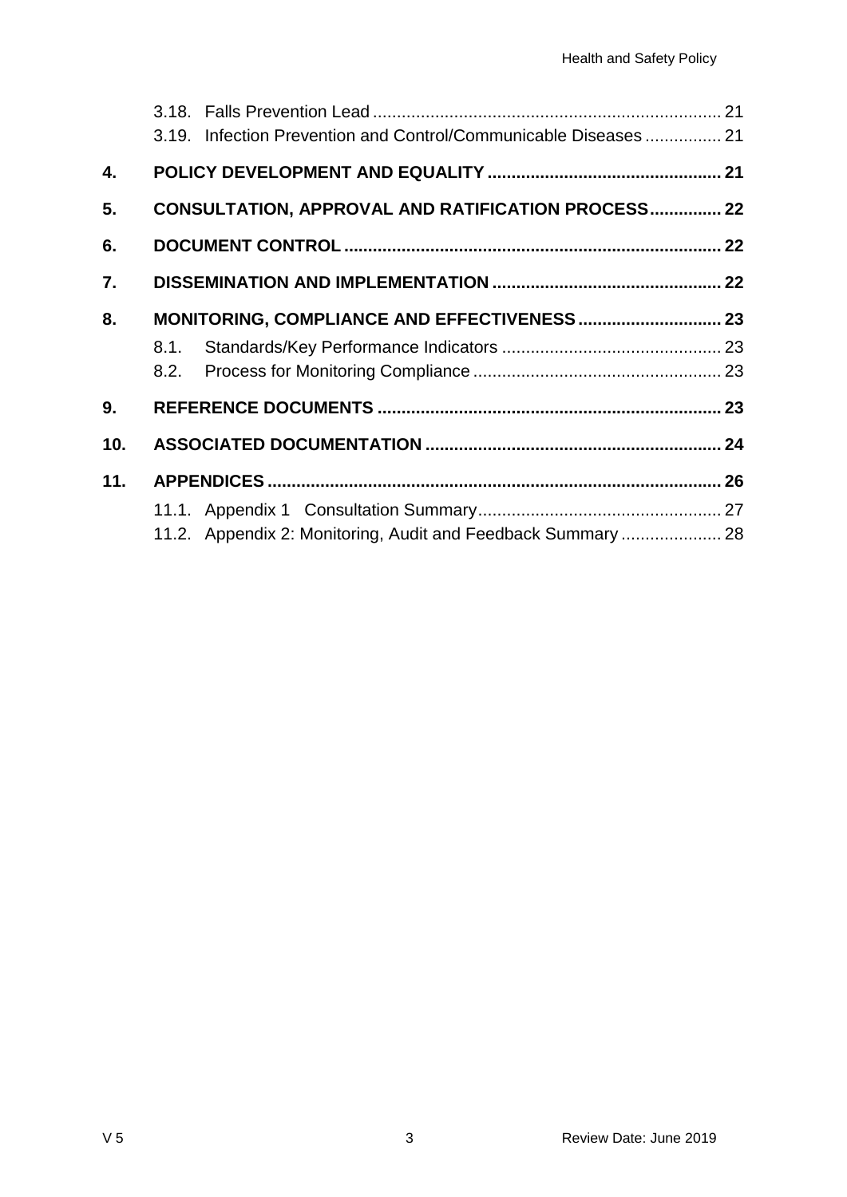3.18. Falls Prevention Lead ........................................................................ 21
3.19. Infection Prevention and Control/Communicable Diseases ................ 21

**4. POLICY DEVELOPMENT AND EQUALITY ................................................ 21**

**5. CONSULTATION, APPROVAL AND RATIFICATION PROCESS ............... 22**

**6. DOCUMENT CONTROL ............................................................................. 22**

**7. DISSEMINATION AND IMPLEMENTATION ............................................... 22**

**8. MONITORING, COMPLIANCE AND EFFECTIVENESS .............................. 23**

8.1. Standards/Key Performance Indicators ............................................. 23
8.2. Process for Monitoring Compliance ................................................... 23

**9. REFERENCE DOCUMENTS ....................................................................... 23**

**10. ASSOCIATED DOCUMENTATION ............................................................. 24**

**11. APPENDICES ............................................................................................. 26**

11.1. Appendix 1 Consultation Summary .................................................. 27
11.2. Appendix 2: Monitoring, Audit and Feedback Summary ..................... 28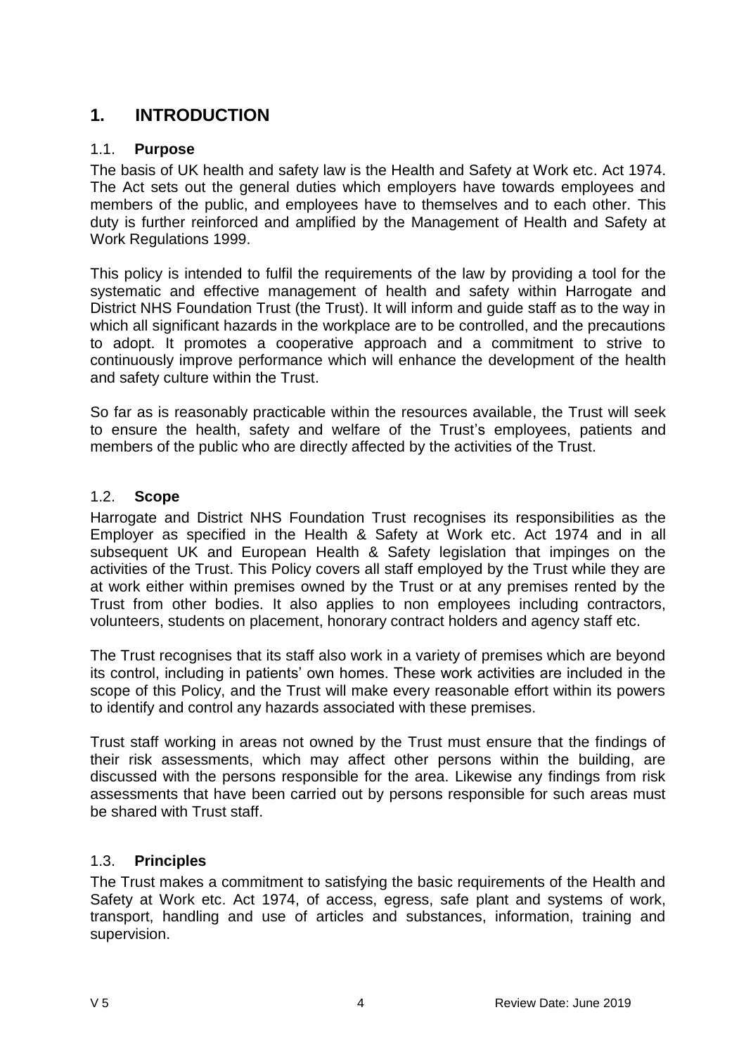# 1. INTRODUCTION

## 1.1. Purpose

The basis of UK health and safety law is the Health and Safety at Work etc. Act 1974. The Act sets out the general duties which employers have towards employees and members of the public, and employees have to themselves and to each other. This duty is further reinforced and amplified by the Management of Health and Safety at Work Regulations 1999.

This policy is intended to fulfil the requirements of the law by providing a tool for the systematic and effective management of health and safety within Harrogate and District NHS Foundation Trust (the Trust). It will inform and guide staff as to the way in which all significant hazards in the workplace are to be controlled, and the precautions to adopt. It promotes a cooperative approach and a commitment to strive to continuously improve performance which will enhance the development of the health and safety culture within the Trust.

So far as is reasonably practicable within the resources available, the Trust will seek to ensure the health, safety and welfare of the Trust's employees, patients and members of the public who are directly affected by the activities of the Trust.

## 1.2. Scope

Harrogate and District NHS Foundation Trust recognises its responsibilities as the Employer as specified in the Health & Safety at Work etc. Act 1974 and in all subsequent UK and European Health & Safety legislation that impinges on the activities of the Trust. This Policy covers all staff employed by the Trust while they are at work either within premises owned by the Trust or at any premises rented by the Trust from other bodies. It also applies to non employees including contractors, volunteers, students on placement, honorary contract holders and agency staff etc.

The Trust recognises that its staff also work in a variety of premises which are beyond its control, including in patients' own homes. These work activities are included in the scope of this Policy, and the Trust will make every reasonable effort within its powers to identify and control any hazards associated with these premises.

Trust staff working in areas not owned by the Trust must ensure that the findings of their risk assessments, which may affect other persons within the building, are discussed with the persons responsible for the area. Likewise any findings from risk assessments that have been carried out by persons responsible for such areas must be shared with Trust staff.

## 1.3. Principles

The Trust makes a commitment to satisfying the basic requirements of the Health and Safety at Work etc. Act 1974, of access, egress, safe plant and systems of work, transport, handling and use of articles and substances, information, training and supervision.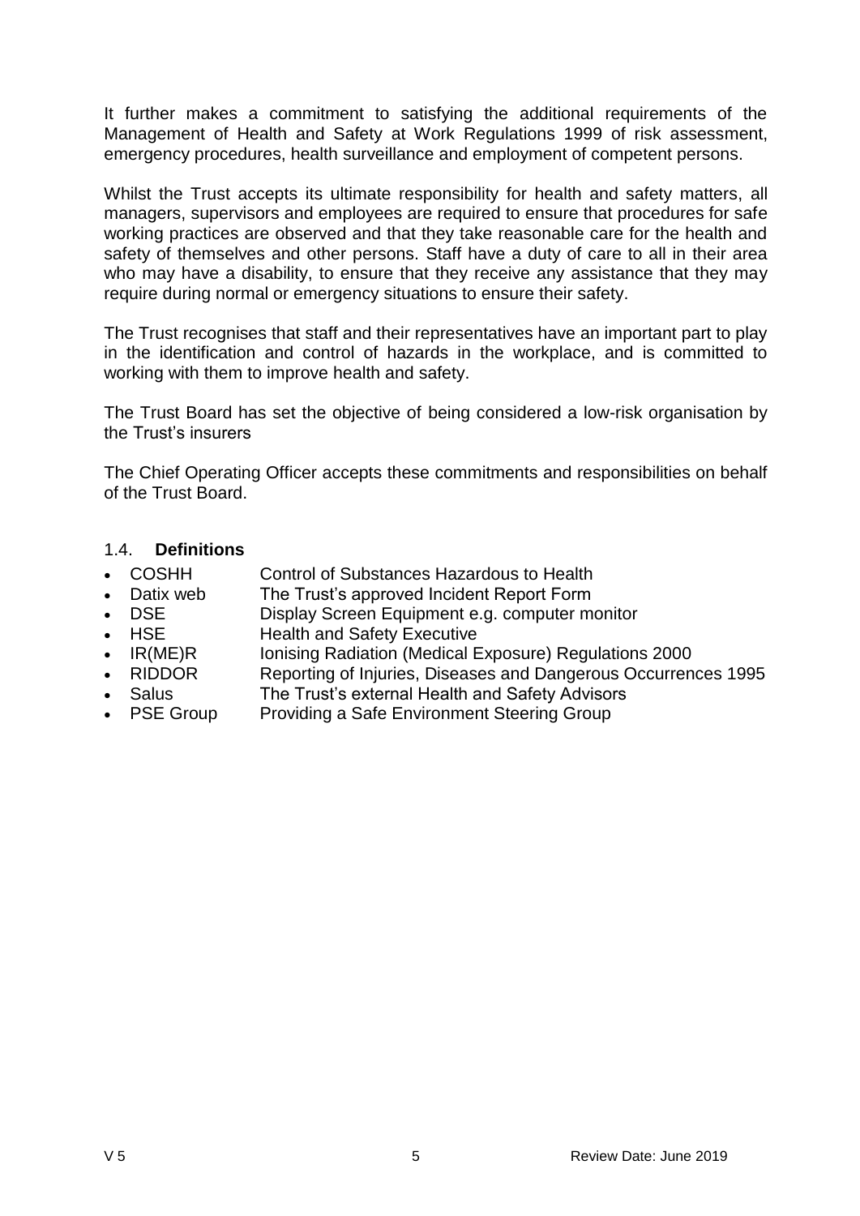It further makes a commitment to satisfying the additional requirements of the Management of Health and Safety at Work Regulations 1999 of risk assessment, emergency procedures, health surveillance and employment of competent persons.

Whilst the Trust accepts its ultimate responsibility for health and safety matters, all managers, supervisors and employees are required to ensure that procedures for safe working practices are observed and that they take reasonable care for the health and safety of themselves and other persons. Staff have a duty of care to all in their area who may have a disability, to ensure that they receive any assistance that they may require during normal or emergency situations to ensure their safety.

The Trust recognises that staff and their representatives have an important part to play in the identification and control of hazards in the workplace, and is committed to working with them to improve health and safety.

The Trust Board has set the objective of being considered a low-risk organisation by the Trust's insurers

The Chief Operating Officer accepts these commitments and responsibilities on behalf of the Trust Board.

### 1.4. **Definitions**

- COSHH Control of Substances Hazardous to Health
- Datix web The Trust's approved Incident Report Form
- DSE Display Screen Equipment e.g. computer monitor
- HSE Health and Safety Executive
- IR(ME)R Ionising Radiation (Medical Exposure) Regulations 2000
- RIDDOR Reporting of Injuries, Diseases and Dangerous Occurrences 1995
- Salus The Trust's external Health and Safety Advisors
- PSE Group Providing a Safe Environment Steering Group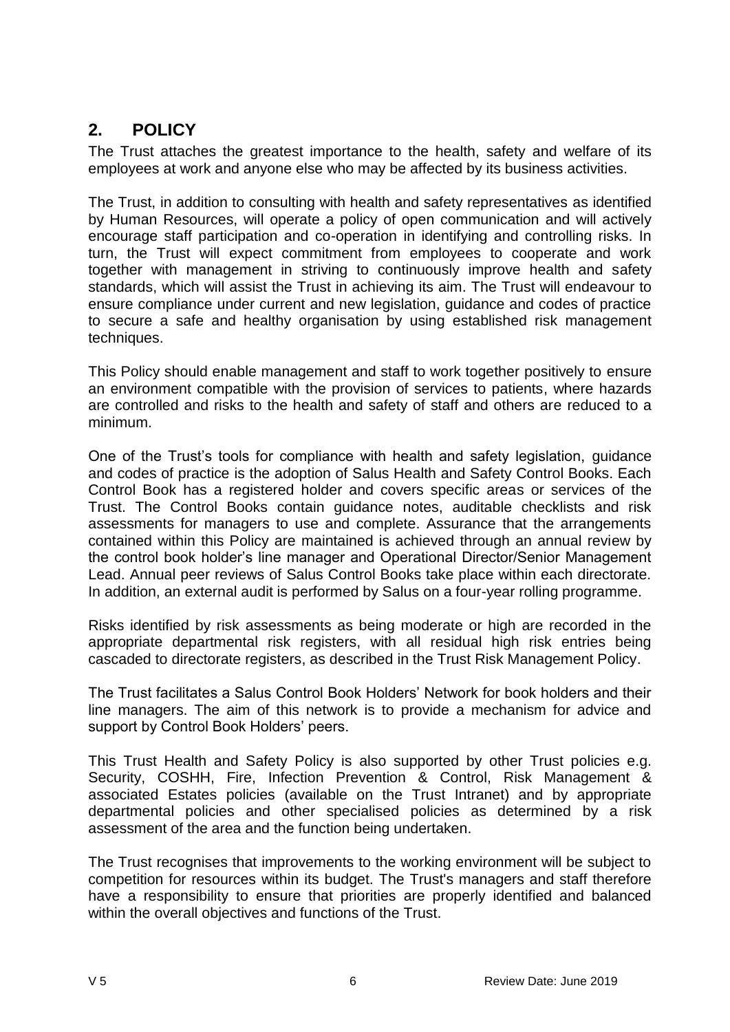## 2. POLICY

The Trust attaches the greatest importance to the health, safety and welfare of its employees at work and anyone else who may be affected by its business activities.

The Trust, in addition to consulting with health and safety representatives as identified by Human Resources, will operate a policy of open communication and will actively encourage staff participation and co-operation in identifying and controlling risks. In turn, the Trust will expect commitment from employees to cooperate and work together with management in striving to continuously improve health and safety standards, which will assist the Trust in achieving its aim. The Trust will endeavour to ensure compliance under current and new legislation, guidance and codes of practice to secure a safe and healthy organisation by using established risk management techniques.

This Policy should enable management and staff to work together positively to ensure an environment compatible with the provision of services to patients, where hazards are controlled and risks to the health and safety of staff and others are reduced to a minimum.

One of the Trust's tools for compliance with health and safety legislation, guidance and codes of practice is the adoption of Salus Health and Safety Control Books. Each Control Book has a registered holder and covers specific areas or services of the Trust. The Control Books contain guidance notes, auditable checklists and risk assessments for managers to use and complete. Assurance that the arrangements contained within this Policy are maintained is achieved through an annual review by the control book holder's line manager and Operational Director/Senior Management Lead. Annual peer reviews of Salus Control Books take place within each directorate. In addition, an external audit is performed by Salus on a four-year rolling programme.

Risks identified by risk assessments as being moderate or high are recorded in the appropriate departmental risk registers, with all residual high risk entries being cascaded to directorate registers, as described in the Trust Risk Management Policy.

The Trust facilitates a Salus Control Book Holders' Network for book holders and their line managers. The aim of this network is to provide a mechanism for advice and support by Control Book Holders' peers.

This Trust Health and Safety Policy is also supported by other Trust policies e.g. Security, COSHH, Fire, Infection Prevention & Control, Risk Management & associated Estates policies (available on the Trust Intranet) and by appropriate departmental policies and other specialised policies as determined by a risk assessment of the area and the function being undertaken.

The Trust recognises that improvements to the working environment will be subject to competition for resources within its budget. The Trust's managers and staff therefore have a responsibility to ensure that priorities are properly identified and balanced within the overall objectives and functions of the Trust.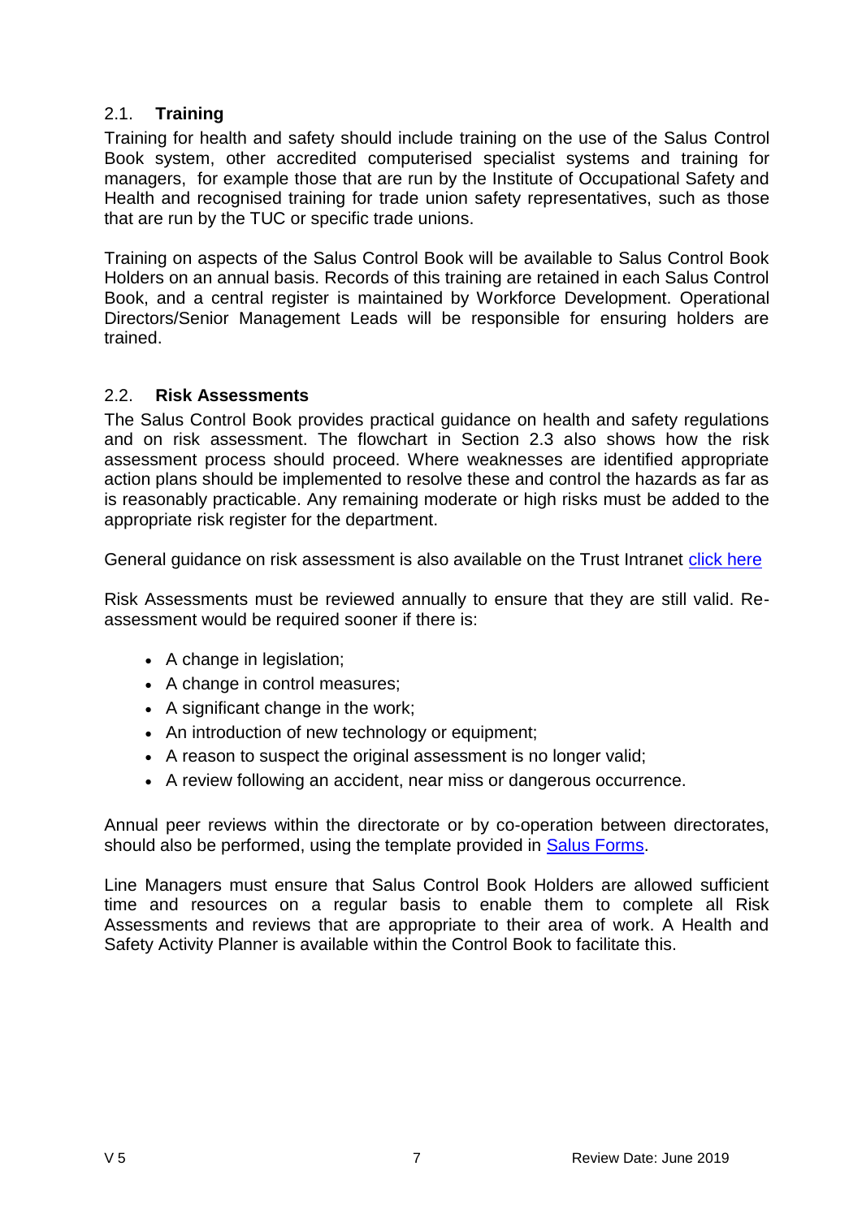## 2.1. **Training**

Training for health and safety should include training on the use of the Salus Control Book system, other accredited computerised specialist systems and training for managers, for example those that are run by the Institute of Occupational Safety and Health and recognised training for trade union safety representatives, such as those that are run by the TUC or specific trade unions.

Training on aspects of the Salus Control Book will be available to Salus Control Book Holders on an annual basis. Records of this training are retained in each Salus Control Book, and a central register is maintained by Workforce Development. Operational Directors/Senior Management Leads will be responsible for ensuring holders are trained.

## 2.2. **Risk Assessments**

The Salus Control Book provides practical guidance on health and safety regulations and on risk assessment. The flowchart in Section 2.3 also shows how the risk assessment process should proceed. Where weaknesses are identified appropriate action plans should be implemented to resolve these and control the hazards as far as is reasonably practicable. Any remaining moderate or high risks must be added to the appropriate risk register for the department.

General guidance on risk assessment is also available on the Trust Intranet click here

Risk Assessments must be reviewed annually to ensure that they are still valid. Re-assessment would be required sooner if there is:

- A change in legislation;
- A change in control measures;
- A significant change in the work;
- An introduction of new technology or equipment;
- A reason to suspect the original assessment is no longer valid;
- A review following an accident, near miss or dangerous occurrence.

Annual peer reviews within the directorate or by co-operation between directorates, should also be performed, using the template provided in Salus Forms.

Line Managers must ensure that Salus Control Book Holders are allowed sufficient time and resources on a regular basis to enable them to complete all Risk Assessments and reviews that are appropriate to their area of work. A Health and Safety Activity Planner is available within the Control Book to facilitate this.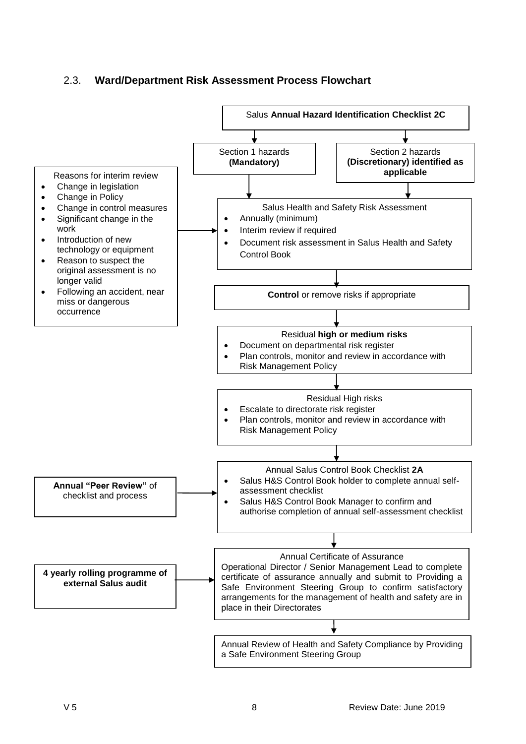## 2.3. **Ward/Department Risk Assessment Process Flowchart**

Salus **Annual Hazard Identification Checklist 2C**

↓

Section 1 hazards **(Mandatory)**

Section 2 hazards **(Discretionary) identified as applicable**

↓

Salus Health and Safety Risk Assessment

- Annually (minimum)
- Interim review if required
- Document risk assessment in Salus Health and Safety Control Book

Reasons for interim review (→ Salus Health and Safety Risk Assessment)

- Change in legislation
- Change in Policy
- Change in control measures
- Significant change in the work
- Introduction of new technology or equipment
- Reason to suspect the original assessment is no longer valid
- Following an accident, near miss or dangerous occurrence

↓

**Control** or remove risks if appropriate

↓

Residual **high or medium risks**

- Document on departmental risk register
- Plan controls, monitor and review in accordance with Risk Management Policy

↓

Residual High risks

- Escalate to directorate risk register
- Plan controls, monitor and review in accordance with Risk Management Policy

↓

Annual Salus Control Book Checklist **2A**

- Salus H&S Control Book holder to complete annual self-assessment checklist
- Salus H&S Control Book Manager to confirm and authorise completion of annual self-assessment checklist

**Annual "Peer Review"** of checklist and process (→ Annual Salus Control Book Checklist 2A)

↓

Annual Certificate of Assurance

Operational Director / Senior Management Lead to complete certificate of assurance annually and submit to Providing a Safe Environment Steering Group to confirm satisfactory arrangements for the management of health and safety are in place in their Directorates

**4 yearly rolling programme of external Salus audit** (→ Annual Certificate of Assurance)

↓

Annual Review of Health and Safety Compliance by Providing a Safe Environment Steering Group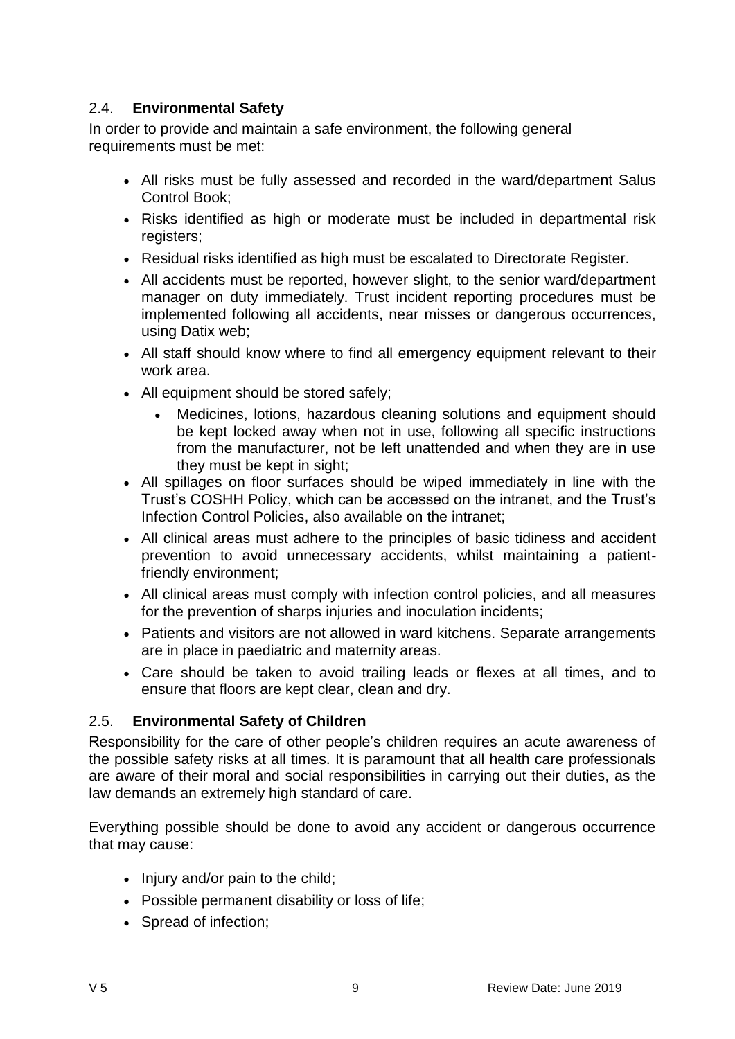### 2.4. **Environmental Safety**

In order to provide and maintain a safe environment, the following general requirements must be met:

- All risks must be fully assessed and recorded in the ward/department Salus Control Book;
- Risks identified as high or moderate must be included in departmental risk registers;
- Residual risks identified as high must be escalated to Directorate Register.
- All accidents must be reported, however slight, to the senior ward/department manager on duty immediately. Trust incident reporting procedures must be implemented following all accidents, near misses or dangerous occurrences, using Datix web;
- All staff should know where to find all emergency equipment relevant to their work area.
- All equipment should be stored safely;
  - Medicines, lotions, hazardous cleaning solutions and equipment should be kept locked away when not in use, following all specific instructions from the manufacturer, not be left unattended and when they are in use they must be kept in sight;
- All spillages on floor surfaces should be wiped immediately in line with the Trust's COSHH Policy, which can be accessed on the intranet, and the Trust's Infection Control Policies, also available on the intranet;
- All clinical areas must adhere to the principles of basic tidiness and accident prevention to avoid unnecessary accidents, whilst maintaining a patient-friendly environment;
- All clinical areas must comply with infection control policies, and all measures for the prevention of sharps injuries and inoculation incidents;
- Patients and visitors are not allowed in ward kitchens. Separate arrangements are in place in paediatric and maternity areas.
- Care should be taken to avoid trailing leads or flexes at all times, and to ensure that floors are kept clear, clean and dry.

### 2.5. **Environmental Safety of Children**

Responsibility for the care of other people's children requires an acute awareness of the possible safety risks at all times. It is paramount that all health care professionals are aware of their moral and social responsibilities in carrying out their duties, as the law demands an extremely high standard of care.

Everything possible should be done to avoid any accident or dangerous occurrence that may cause:

- Injury and/or pain to the child;
- Possible permanent disability or loss of life;
- Spread of infection;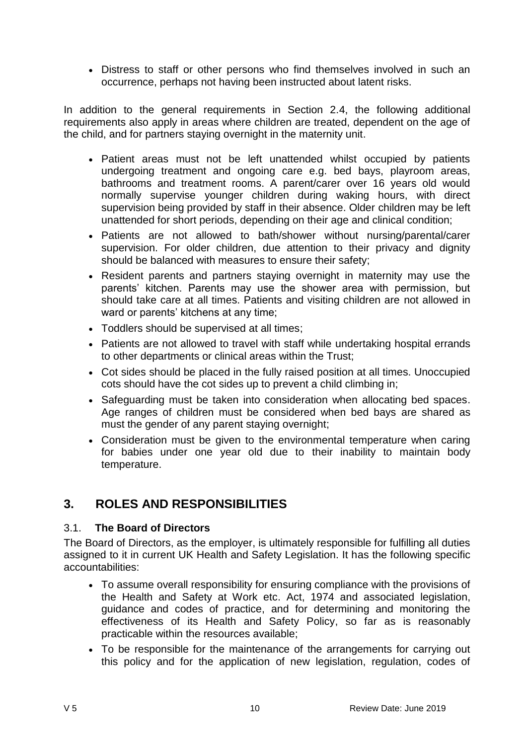- Distress to staff or other persons who find themselves involved in such an occurrence, perhaps not having been instructed about latent risks.

In addition to the general requirements in Section 2.4, the following additional requirements also apply in areas where children are treated, dependent on the age of the child, and for partners staying overnight in the maternity unit.

- Patient areas must not be left unattended whilst occupied by patients undergoing treatment and ongoing care e.g. bed bays, playroom areas, bathrooms and treatment rooms. A parent/carer over 16 years old would normally supervise younger children during waking hours, with direct supervision being provided by staff in their absence. Older children may be left unattended for short periods, depending on their age and clinical condition;
- Patients are not allowed to bath/shower without nursing/parental/carer supervision. For older children, due attention to their privacy and dignity should be balanced with measures to ensure their safety;
- Resident parents and partners staying overnight in maternity may use the parents' kitchen. Parents may use the shower area with permission, but should take care at all times. Patients and visiting children are not allowed in ward or parents' kitchens at any time;
- Toddlers should be supervised at all times;
- Patients are not allowed to travel with staff while undertaking hospital errands to other departments or clinical areas within the Trust;
- Cot sides should be placed in the fully raised position at all times. Unoccupied cots should have the cot sides up to prevent a child climbing in;
- Safeguarding must be taken into consideration when allocating bed spaces. Age ranges of children must be considered when bed bays are shared as must the gender of any parent staying overnight;
- Consideration must be given to the environmental temperature when caring for babies under one year old due to their inability to maintain body temperature.

## 3. ROLES AND RESPONSIBILITIES

### 3.1. The Board of Directors

The Board of Directors, as the employer, is ultimately responsible for fulfilling all duties assigned to it in current UK Health and Safety Legislation. It has the following specific accountabilities:

- To assume overall responsibility for ensuring compliance with the provisions of the Health and Safety at Work etc. Act, 1974 and associated legislation, guidance and codes of practice, and for determining and monitoring the effectiveness of its Health and Safety Policy, so far as is reasonably practicable within the resources available;
- To be responsible for the maintenance of the arrangements for carrying out this policy and for the application of new legislation, regulation, codes of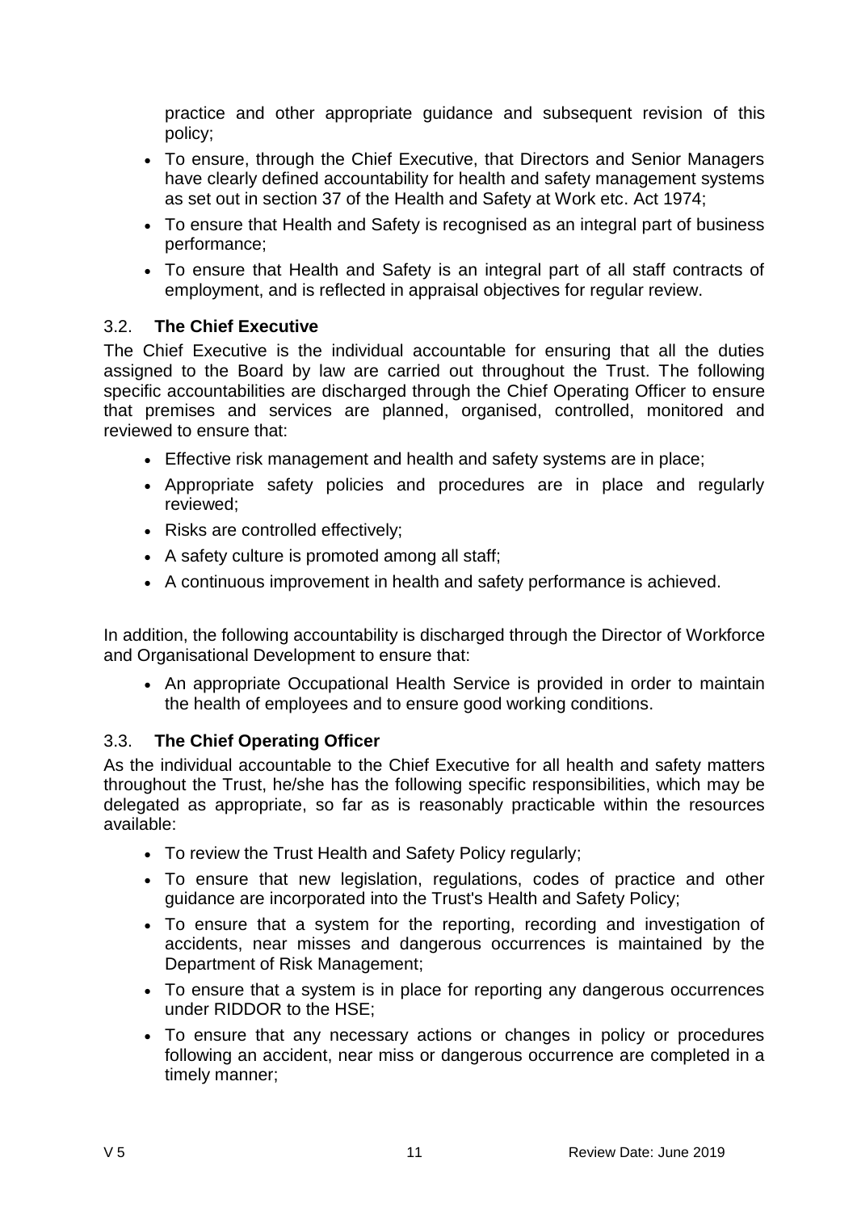practice and other appropriate guidance and subsequent revision of this policy;

- To ensure, through the Chief Executive, that Directors and Senior Managers have clearly defined accountability for health and safety management systems as set out in section 37 of the Health and Safety at Work etc. Act 1974;
- To ensure that Health and Safety is recognised as an integral part of business performance;
- To ensure that Health and Safety is an integral part of all staff contracts of employment, and is reflected in appraisal objectives for regular review.

### 3.2. **The Chief Executive**

The Chief Executive is the individual accountable for ensuring that all the duties assigned to the Board by law are carried out throughout the Trust. The following specific accountabilities are discharged through the Chief Operating Officer to ensure that premises and services are planned, organised, controlled, monitored and reviewed to ensure that:

- Effective risk management and health and safety systems are in place;
- Appropriate safety policies and procedures are in place and regularly reviewed;
- Risks are controlled effectively;
- A safety culture is promoted among all staff;
- A continuous improvement in health and safety performance is achieved.

In addition, the following accountability is discharged through the Director of Workforce and Organisational Development to ensure that:

- An appropriate Occupational Health Service is provided in order to maintain the health of employees and to ensure good working conditions.

### 3.3. **The Chief Operating Officer**

As the individual accountable to the Chief Executive for all health and safety matters throughout the Trust, he/she has the following specific responsibilities, which may be delegated as appropriate, so far as is reasonably practicable within the resources available:

- To review the Trust Health and Safety Policy regularly;
- To ensure that new legislation, regulations, codes of practice and other guidance are incorporated into the Trust's Health and Safety Policy;
- To ensure that a system for the reporting, recording and investigation of accidents, near misses and dangerous occurrences is maintained by the Department of Risk Management;
- To ensure that a system is in place for reporting any dangerous occurrences under RIDDOR to the HSE;
- To ensure that any necessary actions or changes in policy or procedures following an accident, near miss or dangerous occurrence are completed in a timely manner;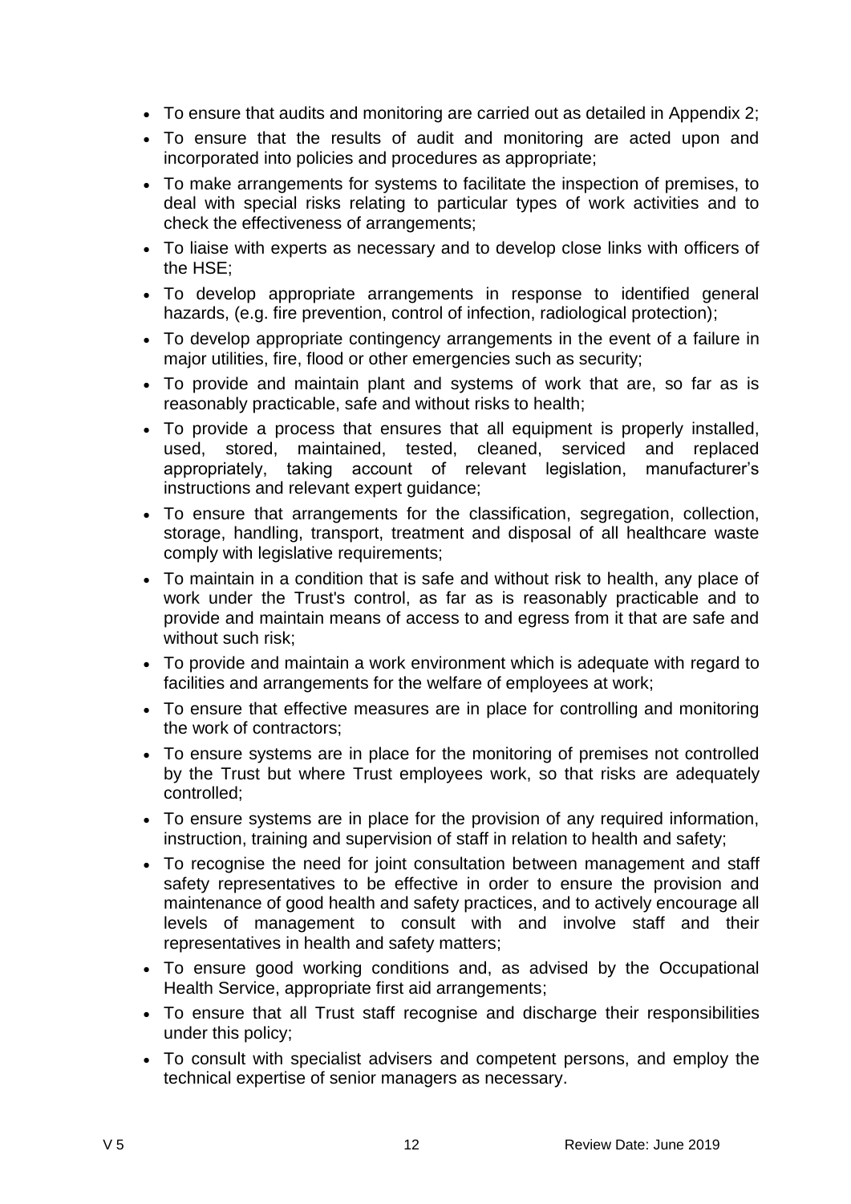- To ensure that audits and monitoring are carried out as detailed in Appendix 2;
- To ensure that the results of audit and monitoring are acted upon and incorporated into policies and procedures as appropriate;
- To make arrangements for systems to facilitate the inspection of premises, to deal with special risks relating to particular types of work activities and to check the effectiveness of arrangements;
- To liaise with experts as necessary and to develop close links with officers of the HSE;
- To develop appropriate arrangements in response to identified general hazards, (e.g. fire prevention, control of infection, radiological protection);
- To develop appropriate contingency arrangements in the event of a failure in major utilities, fire, flood or other emergencies such as security;
- To provide and maintain plant and systems of work that are, so far as is reasonably practicable, safe and without risks to health;
- To provide a process that ensures that all equipment is properly installed, used, stored, maintained, tested, cleaned, serviced and replaced appropriately, taking account of relevant legislation, manufacturer's instructions and relevant expert guidance;
- To ensure that arrangements for the classification, segregation, collection, storage, handling, transport, treatment and disposal of all healthcare waste comply with legislative requirements;
- To maintain in a condition that is safe and without risk to health, any place of work under the Trust's control, as far as is reasonably practicable and to provide and maintain means of access to and egress from it that are safe and without such risk;
- To provide and maintain a work environment which is adequate with regard to facilities and arrangements for the welfare of employees at work;
- To ensure that effective measures are in place for controlling and monitoring the work of contractors;
- To ensure systems are in place for the monitoring of premises not controlled by the Trust but where Trust employees work, so that risks are adequately controlled;
- To ensure systems are in place for the provision of any required information, instruction, training and supervision of staff in relation to health and safety;
- To recognise the need for joint consultation between management and staff safety representatives to be effective in order to ensure the provision and maintenance of good health and safety practices, and to actively encourage all levels of management to consult with and involve staff and their representatives in health and safety matters;
- To ensure good working conditions and, as advised by the Occupational Health Service, appropriate first aid arrangements;
- To ensure that all Trust staff recognise and discharge their responsibilities under this policy;
- To consult with specialist advisers and competent persons, and employ the technical expertise of senior managers as necessary.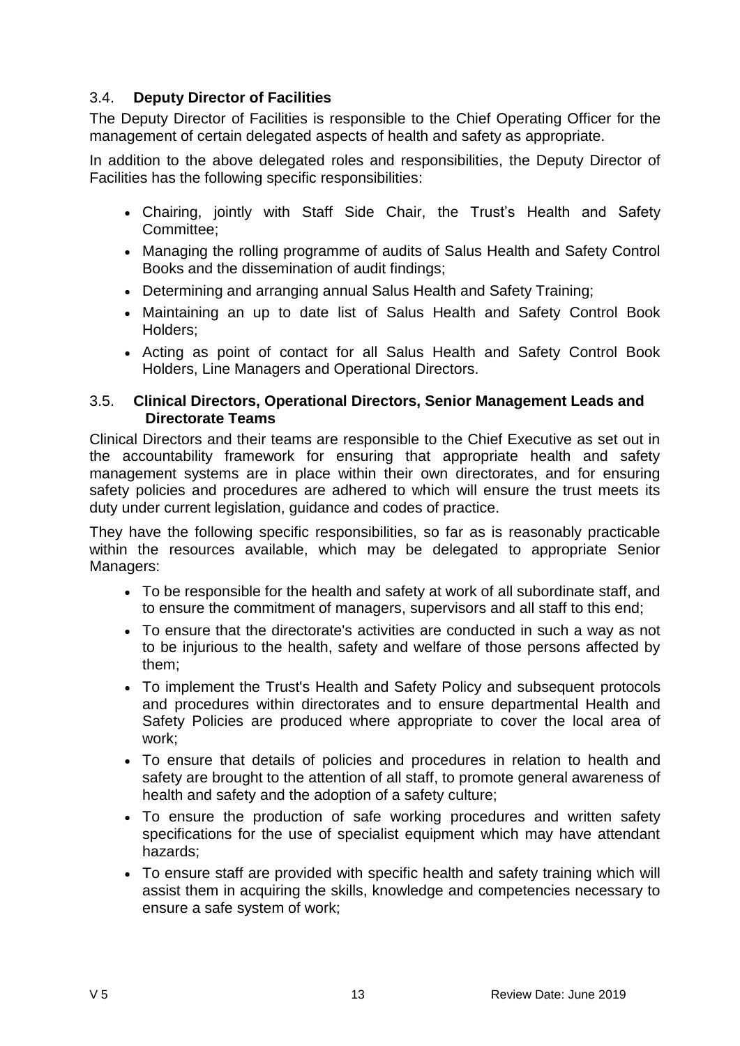### 3.4. Deputy Director of Facilities

The Deputy Director of Facilities is responsible to the Chief Operating Officer for the management of certain delegated aspects of health and safety as appropriate.

In addition to the above delegated roles and responsibilities, the Deputy Director of Facilities has the following specific responsibilities:

- Chairing, jointly with Staff Side Chair, the Trust's Health and Safety Committee;
- Managing the rolling programme of audits of Salus Health and Safety Control Books and the dissemination of audit findings;
- Determining and arranging annual Salus Health and Safety Training;
- Maintaining an up to date list of Salus Health and Safety Control Book Holders;
- Acting as point of contact for all Salus Health and Safety Control Book Holders, Line Managers and Operational Directors.

### 3.5. Clinical Directors, Operational Directors, Senior Management Leads and Directorate Teams

Clinical Directors and their teams are responsible to the Chief Executive as set out in the accountability framework for ensuring that appropriate health and safety management systems are in place within their own directorates, and for ensuring safety policies and procedures are adhered to which will ensure the trust meets its duty under current legislation, guidance and codes of practice.

They have the following specific responsibilities, so far as is reasonably practicable within the resources available, which may be delegated to appropriate Senior Managers:

- To be responsible for the health and safety at work of all subordinate staff, and to ensure the commitment of managers, supervisors and all staff to this end;
- To ensure that the directorate's activities are conducted in such a way as not to be injurious to the health, safety and welfare of those persons affected by them;
- To implement the Trust's Health and Safety Policy and subsequent protocols and procedures within directorates and to ensure departmental Health and Safety Policies are produced where appropriate to cover the local area of work;
- To ensure that details of policies and procedures in relation to health and safety are brought to the attention of all staff, to promote general awareness of health and safety and the adoption of a safety culture;
- To ensure the production of safe working procedures and written safety specifications for the use of specialist equipment which may have attendant hazards;
- To ensure staff are provided with specific health and safety training which will assist them in acquiring the skills, knowledge and competencies necessary to ensure a safe system of work;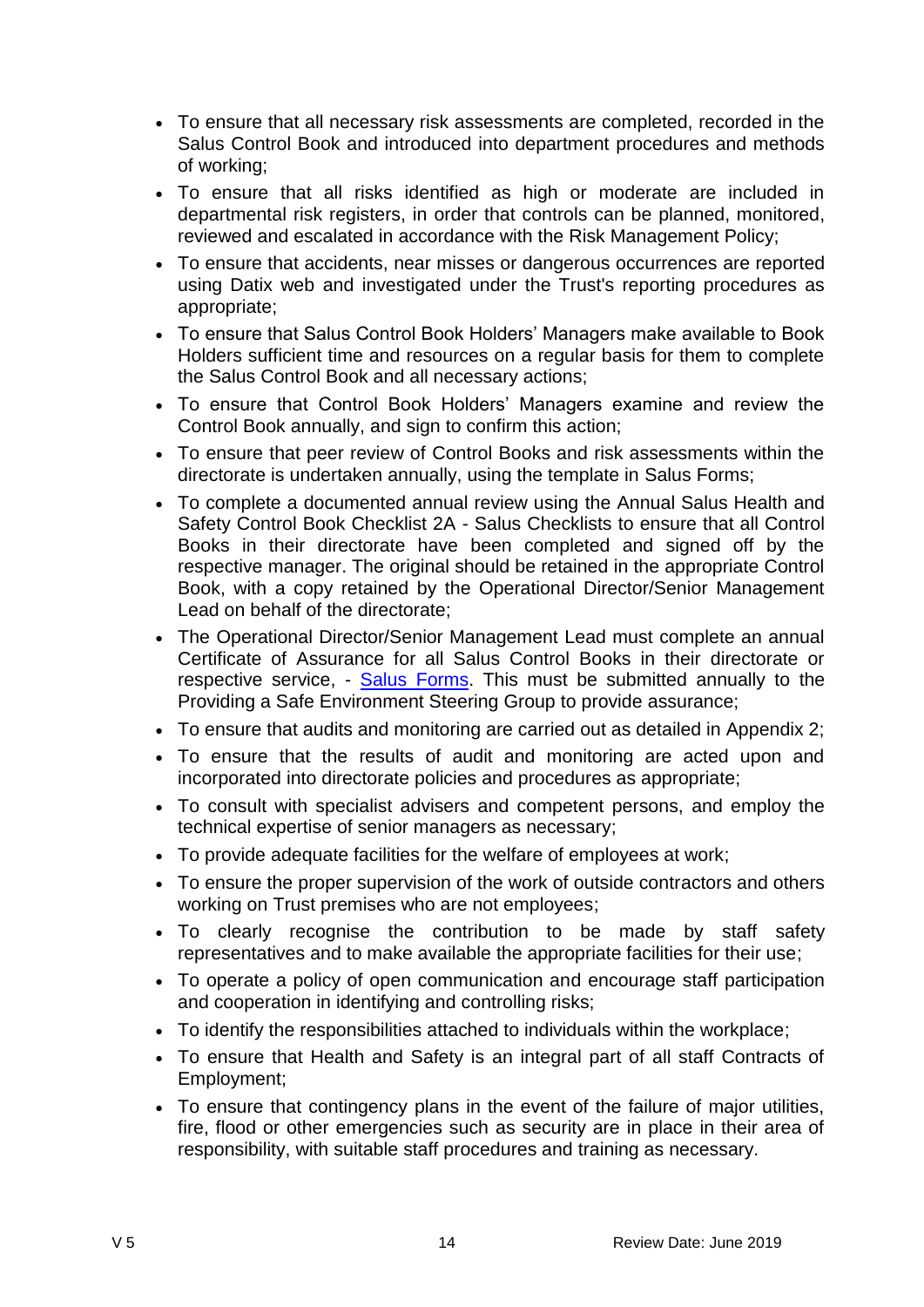- To ensure that all necessary risk assessments are completed, recorded in the Salus Control Book and introduced into department procedures and methods of working;
- To ensure that all risks identified as high or moderate are included in departmental risk registers, in order that controls can be planned, monitored, reviewed and escalated in accordance with the Risk Management Policy;
- To ensure that accidents, near misses or dangerous occurrences are reported using Datix web and investigated under the Trust's reporting procedures as appropriate;
- To ensure that Salus Control Book Holders' Managers make available to Book Holders sufficient time and resources on a regular basis for them to complete the Salus Control Book and all necessary actions;
- To ensure that Control Book Holders' Managers examine and review the Control Book annually, and sign to confirm this action;
- To ensure that peer review of Control Books and risk assessments within the directorate is undertaken annually, using the template in Salus Forms;
- To complete a documented annual review using the Annual Salus Health and Safety Control Book Checklist 2A - Salus Checklists to ensure that all Control Books in their directorate have been completed and signed off by the respective manager. The original should be retained in the appropriate Control Book, with a copy retained by the Operational Director/Senior Management Lead on behalf of the directorate;
- The Operational Director/Senior Management Lead must complete an annual Certificate of Assurance for all Salus Control Books in their directorate or respective service, - Salus Forms. This must be submitted annually to the Providing a Safe Environment Steering Group to provide assurance;
- To ensure that audits and monitoring are carried out as detailed in Appendix 2;
- To ensure that the results of audit and monitoring are acted upon and incorporated into directorate policies and procedures as appropriate;
- To consult with specialist advisers and competent persons, and employ the technical expertise of senior managers as necessary;
- To provide adequate facilities for the welfare of employees at work;
- To ensure the proper supervision of the work of outside contractors and others working on Trust premises who are not employees;
- To clearly recognise the contribution to be made by staff safety representatives and to make available the appropriate facilities for their use;
- To operate a policy of open communication and encourage staff participation and cooperation in identifying and controlling risks;
- To identify the responsibilities attached to individuals within the workplace;
- To ensure that Health and Safety is an integral part of all staff Contracts of Employment;
- To ensure that contingency plans in the event of the failure of major utilities, fire, flood or other emergencies such as security are in place in their area of responsibility, with suitable staff procedures and training as necessary.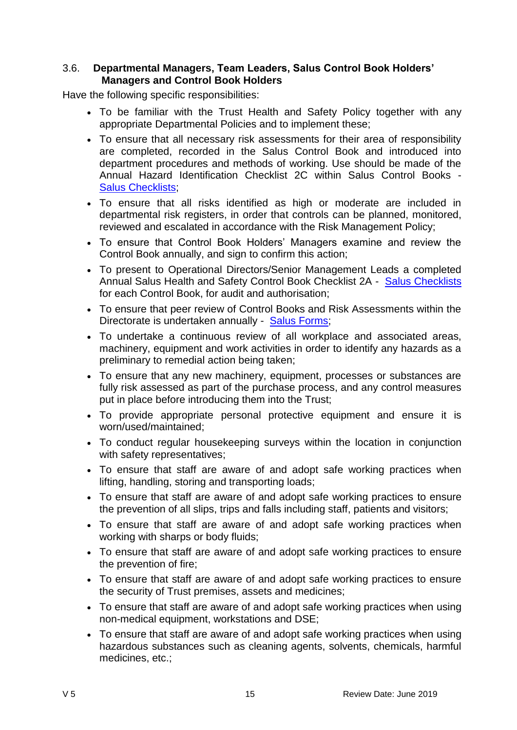### 3.6. Departmental Managers, Team Leaders, Salus Control Book Holders' Managers and Control Book Holders

Have the following specific responsibilities:

- To be familiar with the Trust Health and Safety Policy together with any appropriate Departmental Policies and to implement these;
- To ensure that all necessary risk assessments for their area of responsibility are completed, recorded in the Salus Control Book and introduced into department procedures and methods of working. Use should be made of the Annual Hazard Identification Checklist 2C within Salus Control Books - Salus Checklists;
- To ensure that all risks identified as high or moderate are included in departmental risk registers, in order that controls can be planned, monitored, reviewed and escalated in accordance with the Risk Management Policy;
- To ensure that Control Book Holders' Managers examine and review the Control Book annually, and sign to confirm this action;
- To present to Operational Directors/Senior Management Leads a completed Annual Salus Health and Safety Control Book Checklist 2A - Salus Checklists for each Control Book, for audit and authorisation;
- To ensure that peer review of Control Books and Risk Assessments within the Directorate is undertaken annually - Salus Forms;
- To undertake a continuous review of all workplace and associated areas, machinery, equipment and work activities in order to identify any hazards as a preliminary to remedial action being taken;
- To ensure that any new machinery, equipment, processes or substances are fully risk assessed as part of the purchase process, and any control measures put in place before introducing them into the Trust;
- To provide appropriate personal protective equipment and ensure it is worn/used/maintained;
- To conduct regular housekeeping surveys within the location in conjunction with safety representatives;
- To ensure that staff are aware of and adopt safe working practices when lifting, handling, storing and transporting loads;
- To ensure that staff are aware of and adopt safe working practices to ensure the prevention of all slips, trips and falls including staff, patients and visitors;
- To ensure that staff are aware of and adopt safe working practices when working with sharps or body fluids;
- To ensure that staff are aware of and adopt safe working practices to ensure the prevention of fire;
- To ensure that staff are aware of and adopt safe working practices to ensure the security of Trust premises, assets and medicines;
- To ensure that staff are aware of and adopt safe working practices when using non-medical equipment, workstations and DSE;
- To ensure that staff are aware of and adopt safe working practices when using hazardous substances such as cleaning agents, solvents, chemicals, harmful medicines, etc.;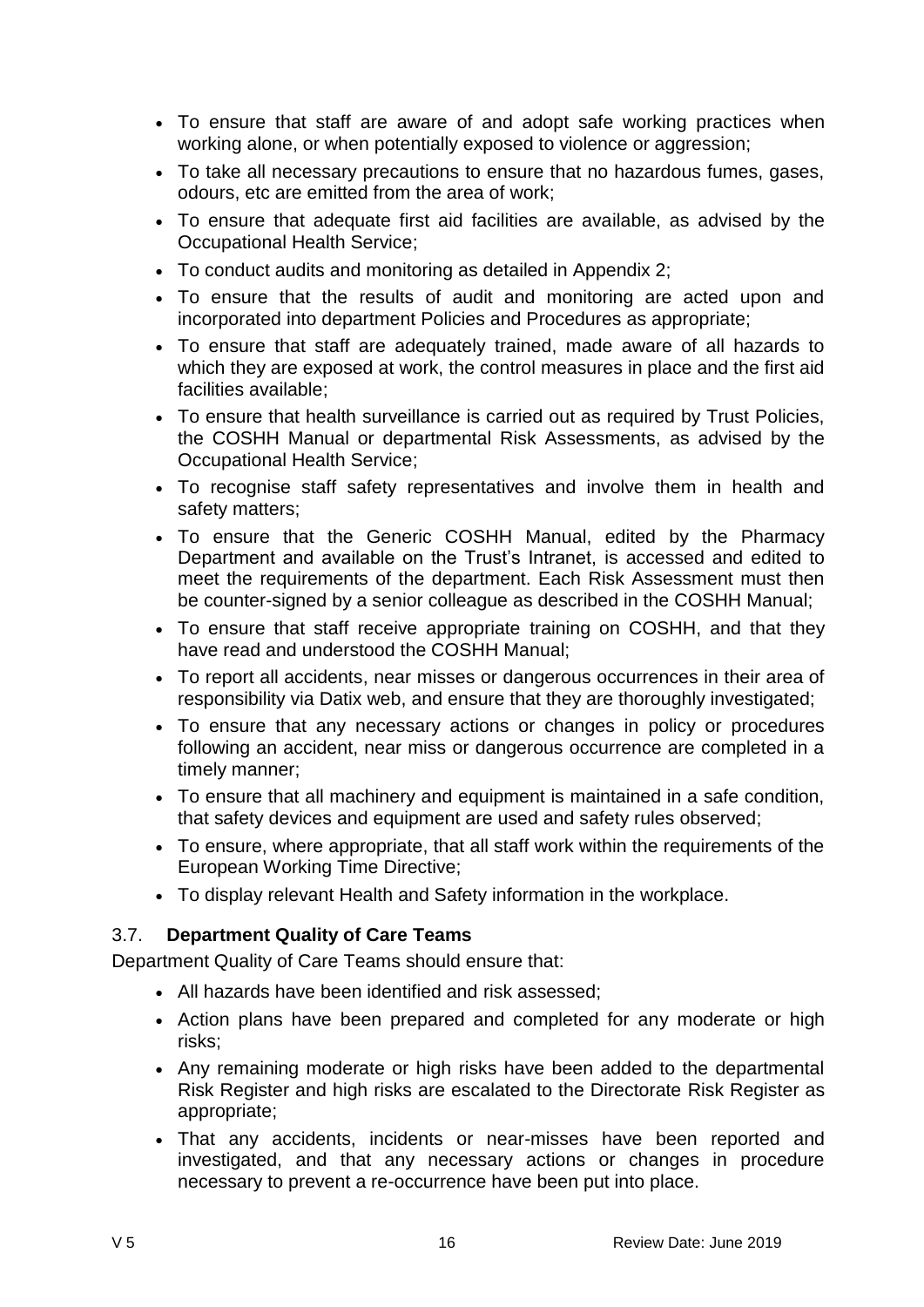- To ensure that staff are aware of and adopt safe working practices when working alone, or when potentially exposed to violence or aggression;
- To take all necessary precautions to ensure that no hazardous fumes, gases, odours, etc are emitted from the area of work;
- To ensure that adequate first aid facilities are available, as advised by the Occupational Health Service;
- To conduct audits and monitoring as detailed in Appendix 2;
- To ensure that the results of audit and monitoring are acted upon and incorporated into department Policies and Procedures as appropriate;
- To ensure that staff are adequately trained, made aware of all hazards to which they are exposed at work, the control measures in place and the first aid facilities available;
- To ensure that health surveillance is carried out as required by Trust Policies, the COSHH Manual or departmental Risk Assessments, as advised by the Occupational Health Service;
- To recognise staff safety representatives and involve them in health and safety matters;
- To ensure that the Generic COSHH Manual, edited by the Pharmacy Department and available on the Trust's Intranet, is accessed and edited to meet the requirements of the department. Each Risk Assessment must then be counter-signed by a senior colleague as described in the COSHH Manual;
- To ensure that staff receive appropriate training on COSHH, and that they have read and understood the COSHH Manual;
- To report all accidents, near misses or dangerous occurrences in their area of responsibility via Datix web, and ensure that they are thoroughly investigated;
- To ensure that any necessary actions or changes in policy or procedures following an accident, near miss or dangerous occurrence are completed in a timely manner;
- To ensure that all machinery and equipment is maintained in a safe condition, that safety devices and equipment are used and safety rules observed;
- To ensure, where appropriate, that all staff work within the requirements of the European Working Time Directive;
- To display relevant Health and Safety information in the workplace.

### 3.7. **Department Quality of Care Teams**

Department Quality of Care Teams should ensure that:

- All hazards have been identified and risk assessed;
- Action plans have been prepared and completed for any moderate or high risks;
- Any remaining moderate or high risks have been added to the departmental Risk Register and high risks are escalated to the Directorate Risk Register as appropriate;
- That any accidents, incidents or near-misses have been reported and investigated, and that any necessary actions or changes in procedure necessary to prevent a re-occurrence have been put into place.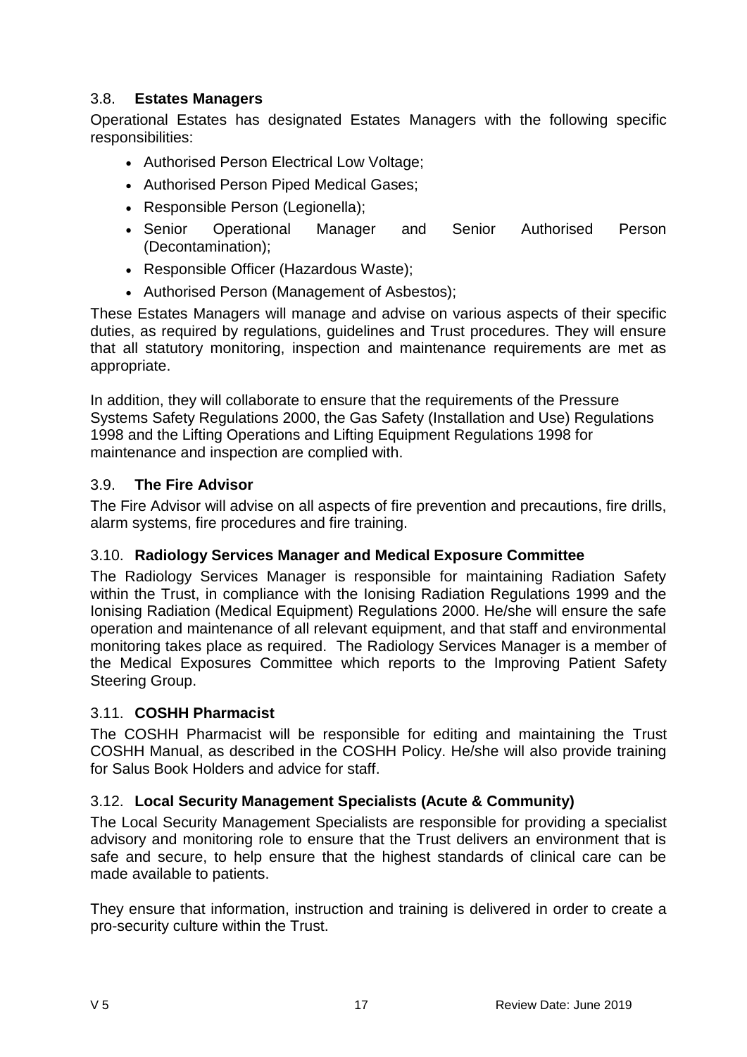### 3.8. **Estates Managers**

Operational Estates has designated Estates Managers with the following specific responsibilities:

- Authorised Person Electrical Low Voltage;
- Authorised Person Piped Medical Gases;
- Responsible Person (Legionella);
- Senior Operational Manager and Senior Authorised Person (Decontamination);
- Responsible Officer (Hazardous Waste);
- Authorised Person (Management of Asbestos);

These Estates Managers will manage and advise on various aspects of their specific duties, as required by regulations, guidelines and Trust procedures. They will ensure that all statutory monitoring, inspection and maintenance requirements are met as appropriate.

In addition, they will collaborate to ensure that the requirements of the Pressure Systems Safety Regulations 2000, the Gas Safety (Installation and Use) Regulations 1998 and the Lifting Operations and Lifting Equipment Regulations 1998 for maintenance and inspection are complied with.

### 3.9. **The Fire Advisor**

The Fire Advisor will advise on all aspects of fire prevention and precautions, fire drills, alarm systems, fire procedures and fire training.

### 3.10. **Radiology Services Manager and Medical Exposure Committee**

The Radiology Services Manager is responsible for maintaining Radiation Safety within the Trust, in compliance with the Ionising Radiation Regulations 1999 and the Ionising Radiation (Medical Equipment) Regulations 2000. He/she will ensure the safe operation and maintenance of all relevant equipment, and that staff and environmental monitoring takes place as required. The Radiology Services Manager is a member of the Medical Exposures Committee which reports to the Improving Patient Safety Steering Group.

### 3.11. **COSHH Pharmacist**

The COSHH Pharmacist will be responsible for editing and maintaining the Trust COSHH Manual, as described in the COSHH Policy. He/she will also provide training for Salus Book Holders and advice for staff.

### 3.12. **Local Security Management Specialists (Acute & Community)**

The Local Security Management Specialists are responsible for providing a specialist advisory and monitoring role to ensure that the Trust delivers an environment that is safe and secure, to help ensure that the highest standards of clinical care can be made available to patients.

They ensure that information, instruction and training is delivered in order to create a pro-security culture within the Trust.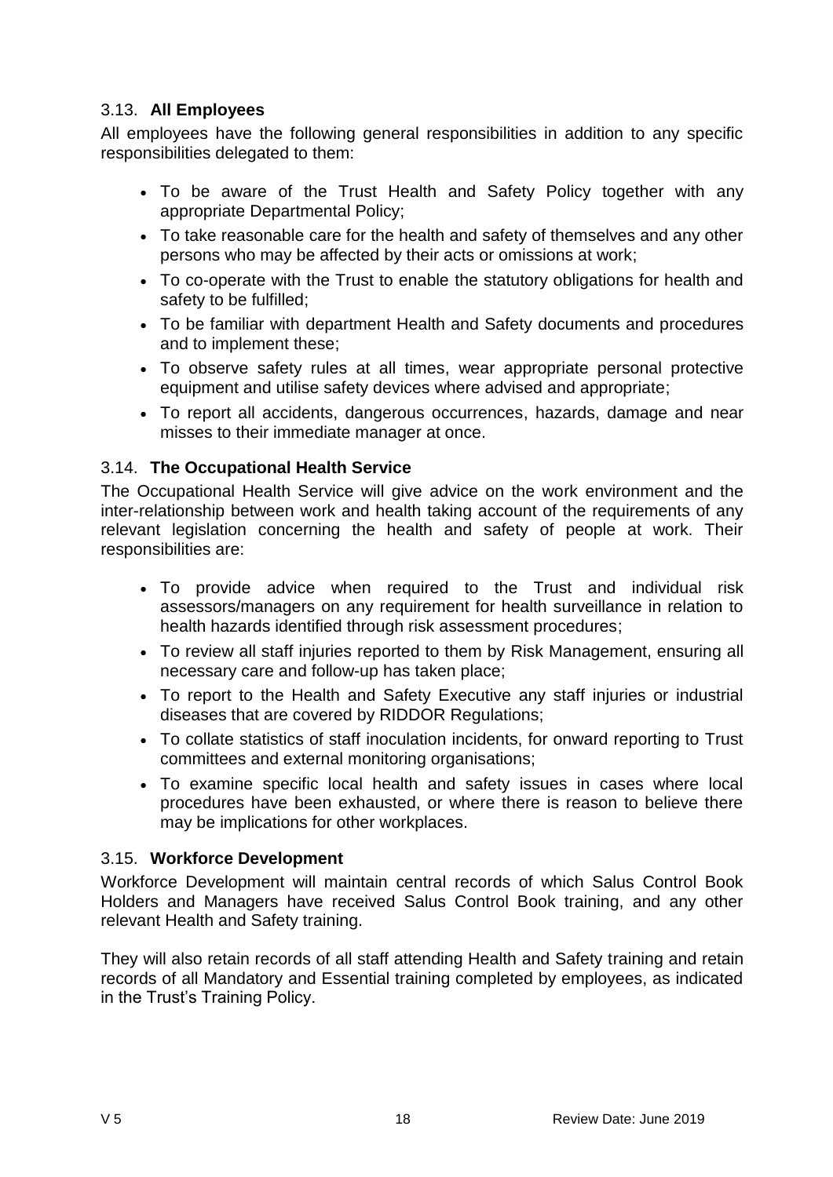### 3.13. **All Employees**

All employees have the following general responsibilities in addition to any specific responsibilities delegated to them:

- To be aware of the Trust Health and Safety Policy together with any appropriate Departmental Policy;
- To take reasonable care for the health and safety of themselves and any other persons who may be affected by their acts or omissions at work;
- To co-operate with the Trust to enable the statutory obligations for health and safety to be fulfilled;
- To be familiar with department Health and Safety documents and procedures and to implement these;
- To observe safety rules at all times, wear appropriate personal protective equipment and utilise safety devices where advised and appropriate;
- To report all accidents, dangerous occurrences, hazards, damage and near misses to their immediate manager at once.

### 3.14. **The Occupational Health Service**

The Occupational Health Service will give advice on the work environment and the inter-relationship between work and health taking account of the requirements of any relevant legislation concerning the health and safety of people at work. Their responsibilities are:

- To provide advice when required to the Trust and individual risk assessors/managers on any requirement for health surveillance in relation to health hazards identified through risk assessment procedures;
- To review all staff injuries reported to them by Risk Management, ensuring all necessary care and follow-up has taken place;
- To report to the Health and Safety Executive any staff injuries or industrial diseases that are covered by RIDDOR Regulations;
- To collate statistics of staff inoculation incidents, for onward reporting to Trust committees and external monitoring organisations;
- To examine specific local health and safety issues in cases where local procedures have been exhausted, or where there is reason to believe there may be implications for other workplaces.

### 3.15. **Workforce Development**

Workforce Development will maintain central records of which Salus Control Book Holders and Managers have received Salus Control Book training, and any other relevant Health and Safety training.

They will also retain records of all staff attending Health and Safety training and retain records of all Mandatory and Essential training completed by employees, as indicated in the Trust's Training Policy.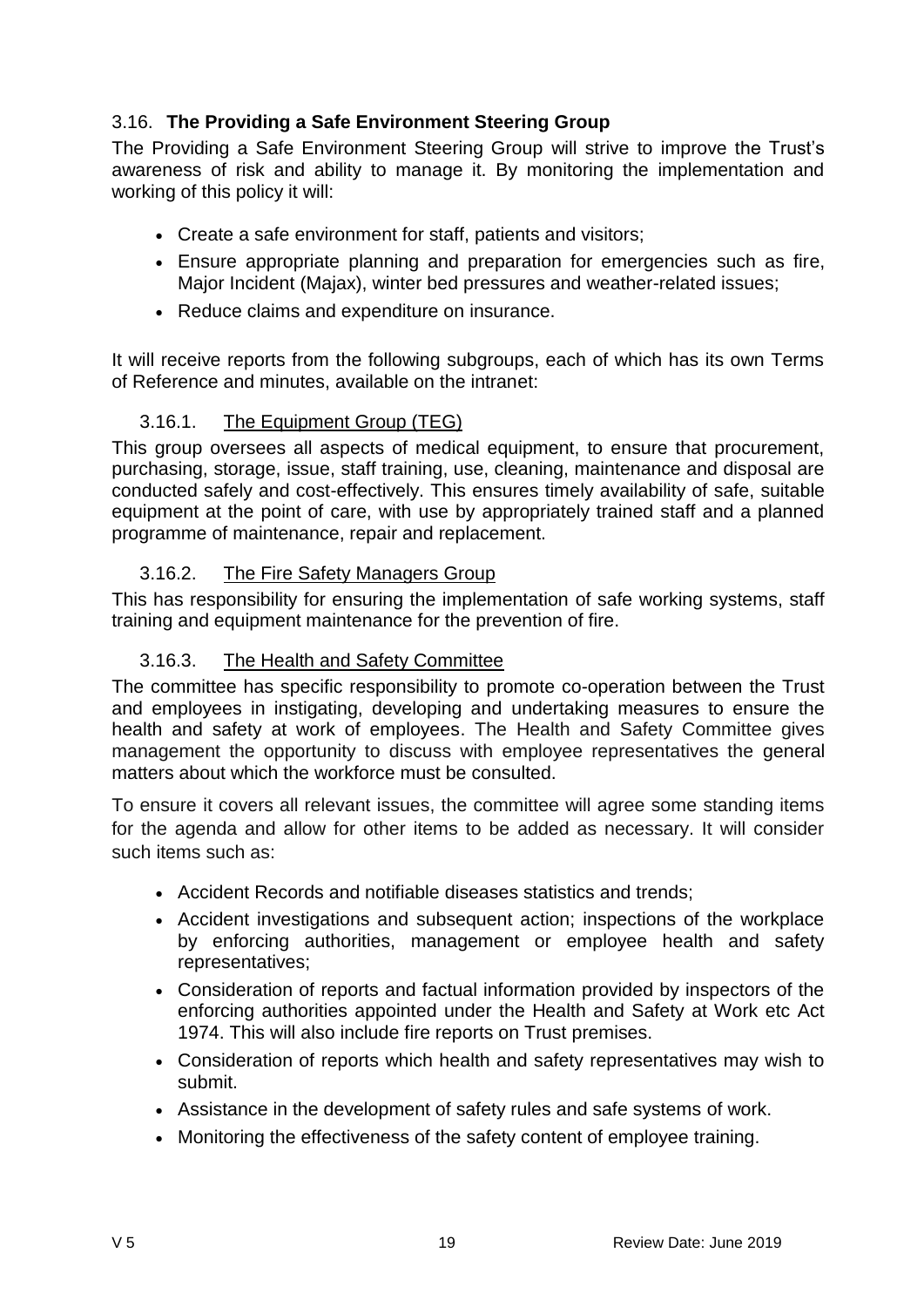### 3.16. **The Providing a Safe Environment Steering Group**

The Providing a Safe Environment Steering Group will strive to improve the Trust's awareness of risk and ability to manage it. By monitoring the implementation and working of this policy it will:

- Create a safe environment for staff, patients and visitors;
- Ensure appropriate planning and preparation for emergencies such as fire, Major Incident (Majax), winter bed pressures and weather-related issues;
- Reduce claims and expenditure on insurance.

It will receive reports from the following subgroups, each of which has its own Terms of Reference and minutes, available on the intranet:

#### 3.16.1. The Equipment Group (TEG)

This group oversees all aspects of medical equipment, to ensure that procurement, purchasing, storage, issue, staff training, use, cleaning, maintenance and disposal are conducted safely and cost-effectively. This ensures timely availability of safe, suitable equipment at the point of care, with use by appropriately trained staff and a planned programme of maintenance, repair and replacement.

#### 3.16.2. The Fire Safety Managers Group

This has responsibility for ensuring the implementation of safe working systems, staff training and equipment maintenance for the prevention of fire.

#### 3.16.3. The Health and Safety Committee

The committee has specific responsibility to promote co-operation between the Trust and employees in instigating, developing and undertaking measures to ensure the health and safety at work of employees. The Health and Safety Committee gives management the opportunity to discuss with employee representatives the general matters about which the workforce must be consulted.

To ensure it covers all relevant issues, the committee will agree some standing items for the agenda and allow for other items to be added as necessary. It will consider such items such as:

- Accident Records and notifiable diseases statistics and trends;
- Accident investigations and subsequent action; inspections of the workplace by enforcing authorities, management or employee health and safety representatives;
- Consideration of reports and factual information provided by inspectors of the enforcing authorities appointed under the Health and Safety at Work etc Act 1974. This will also include fire reports on Trust premises.
- Consideration of reports which health and safety representatives may wish to submit.
- Assistance in the development of safety rules and safe systems of work.
- Monitoring the effectiveness of the safety content of employee training.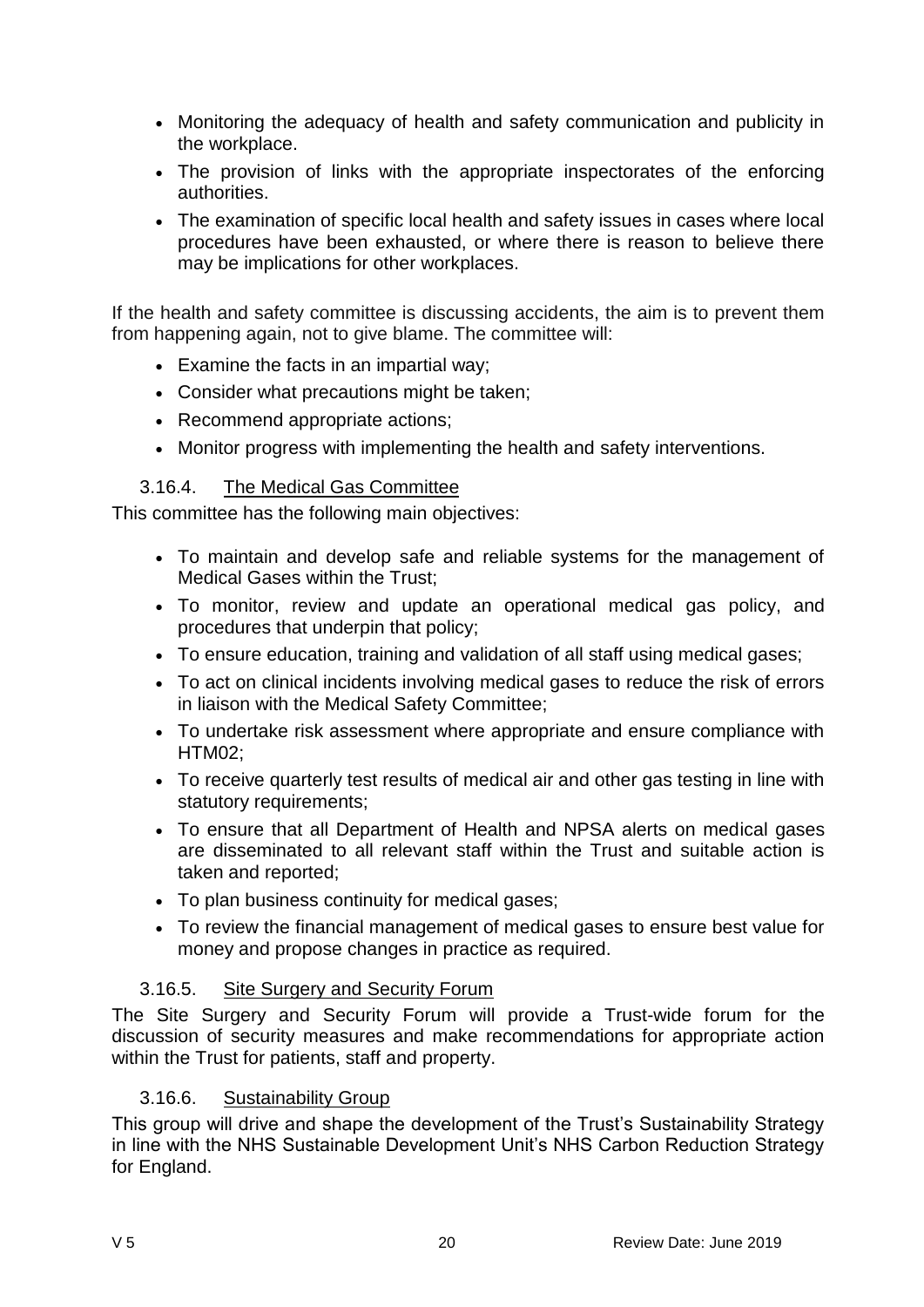- Monitoring the adequacy of health and safety communication and publicity in the workplace.
- The provision of links with the appropriate inspectorates of the enforcing authorities.
- The examination of specific local health and safety issues in cases where local procedures have been exhausted, or where there is reason to believe there may be implications for other workplaces.

If the health and safety committee is discussing accidents, the aim is to prevent them from happening again, not to give blame. The committee will:

- Examine the facts in an impartial way;
- Consider what precautions might be taken;
- Recommend appropriate actions;
- Monitor progress with implementing the health and safety interventions.

#### 3.16.4. The Medical Gas Committee

This committee has the following main objectives:

- To maintain and develop safe and reliable systems for the management of Medical Gases within the Trust;
- To monitor, review and update an operational medical gas policy, and procedures that underpin that policy;
- To ensure education, training and validation of all staff using medical gases;
- To act on clinical incidents involving medical gases to reduce the risk of errors in liaison with the Medical Safety Committee;
- To undertake risk assessment where appropriate and ensure compliance with HTM02;
- To receive quarterly test results of medical air and other gas testing in line with statutory requirements;
- To ensure that all Department of Health and NPSA alerts on medical gases are disseminated to all relevant staff within the Trust and suitable action is taken and reported;
- To plan business continuity for medical gases;
- To review the financial management of medical gases to ensure best value for money and propose changes in practice as required.

#### 3.16.5. Site Surgery and Security Forum

The Site Surgery and Security Forum will provide a Trust-wide forum for the discussion of security measures and make recommendations for appropriate action within the Trust for patients, staff and property.

#### 3.16.6. Sustainability Group

This group will drive and shape the development of the Trust's Sustainability Strategy in line with the NHS Sustainable Development Unit's NHS Carbon Reduction Strategy for England.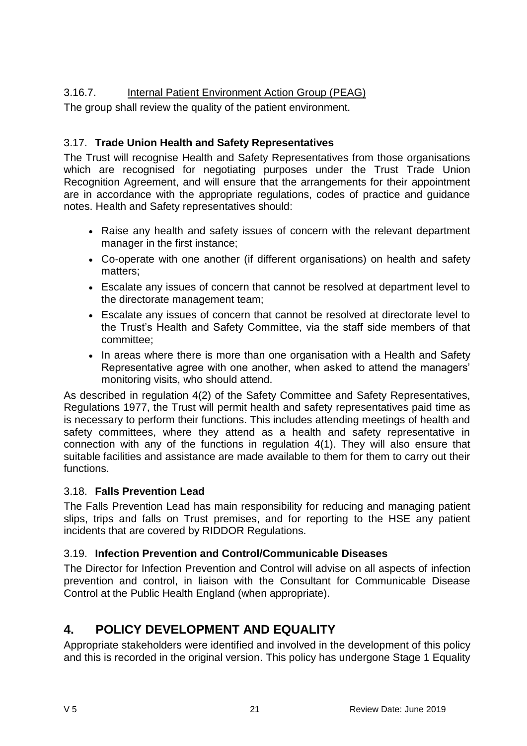3.16.7. Internal Patient Environment Action Group (PEAG)

The group shall review the quality of the patient environment.

### 3.17. Trade Union Health and Safety Representatives

The Trust will recognise Health and Safety Representatives from those organisations which are recognised for negotiating purposes under the Trust Trade Union Recognition Agreement, and will ensure that the arrangements for their appointment are in accordance with the appropriate regulations, codes of practice and guidance notes. Health and Safety representatives should:

- Raise any health and safety issues of concern with the relevant department manager in the first instance;
- Co-operate with one another (if different organisations) on health and safety matters;
- Escalate any issues of concern that cannot be resolved at department level to the directorate management team;
- Escalate any issues of concern that cannot be resolved at directorate level to the Trust's Health and Safety Committee, via the staff side members of that committee;
- In areas where there is more than one organisation with a Health and Safety Representative agree with one another, when asked to attend the managers' monitoring visits, who should attend.

As described in regulation 4(2) of the Safety Committee and Safety Representatives, Regulations 1977, the Trust will permit health and safety representatives paid time as is necessary to perform their functions. This includes attending meetings of health and safety committees, where they attend as a health and safety representative in connection with any of the functions in regulation 4(1). They will also ensure that suitable facilities and assistance are made available to them for them to carry out their functions.

### 3.18. Falls Prevention Lead

The Falls Prevention Lead has main responsibility for reducing and managing patient slips, trips and falls on Trust premises, and for reporting to the HSE any patient incidents that are covered by RIDDOR Regulations.

### 3.19. Infection Prevention and Control/Communicable Diseases

The Director for Infection Prevention and Control will advise on all aspects of infection prevention and control, in liaison with the Consultant for Communicable Disease Control at the Public Health England (when appropriate).

## 4. POLICY DEVELOPMENT AND EQUALITY

Appropriate stakeholders were identified and involved in the development of this policy and this is recorded in the original version. This policy has undergone Stage 1 Equality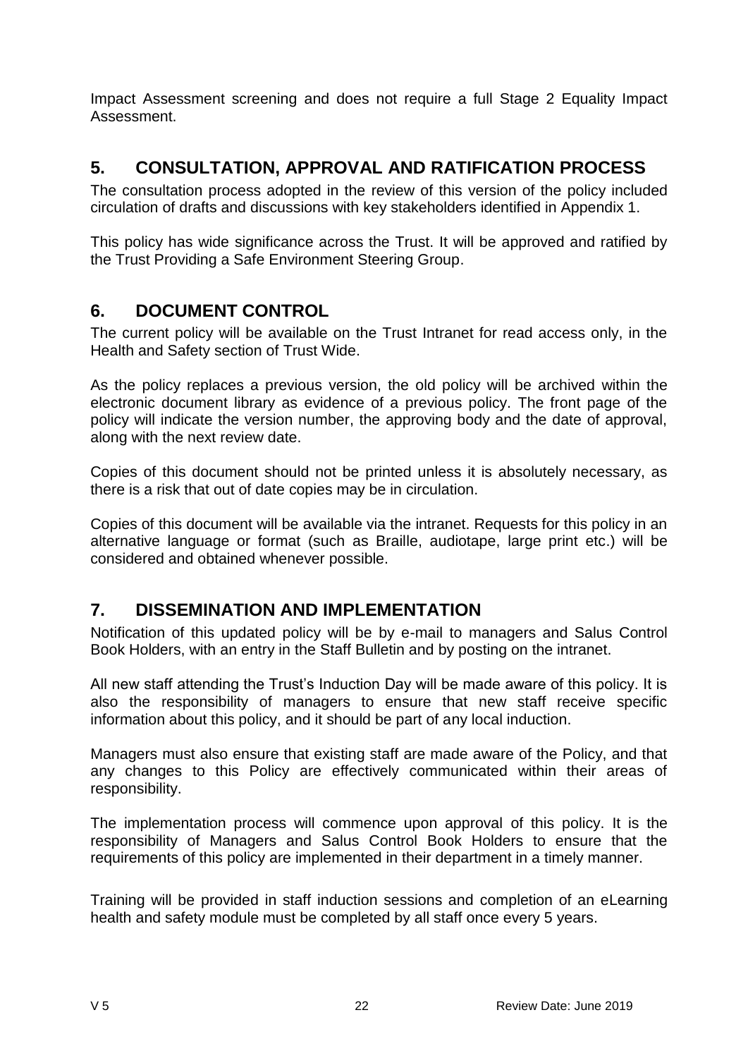Impact Assessment screening and does not require a full Stage 2 Equality Impact Assessment.

## 5. CONSULTATION, APPROVAL AND RATIFICATION PROCESS

The consultation process adopted in the review of this version of the policy included circulation of drafts and discussions with key stakeholders identified in Appendix 1.

This policy has wide significance across the Trust. It will be approved and ratified by the Trust Providing a Safe Environment Steering Group.

## 6. DOCUMENT CONTROL

The current policy will be available on the Trust Intranet for read access only, in the Health and Safety section of Trust Wide.

As the policy replaces a previous version, the old policy will be archived within the electronic document library as evidence of a previous policy. The front page of the policy will indicate the version number, the approving body and the date of approval, along with the next review date.

Copies of this document should not be printed unless it is absolutely necessary, as there is a risk that out of date copies may be in circulation.

Copies of this document will be available via the intranet. Requests for this policy in an alternative language or format (such as Braille, audiotape, large print etc.) will be considered and obtained whenever possible.

## 7. DISSEMINATION AND IMPLEMENTATION

Notification of this updated policy will be by e-mail to managers and Salus Control Book Holders, with an entry in the Staff Bulletin and by posting on the intranet.

All new staff attending the Trust's Induction Day will be made aware of this policy. It is also the responsibility of managers to ensure that new staff receive specific information about this policy, and it should be part of any local induction.

Managers must also ensure that existing staff are made aware of the Policy, and that any changes to this Policy are effectively communicated within their areas of responsibility.

The implementation process will commence upon approval of this policy. It is the responsibility of Managers and Salus Control Book Holders to ensure that the requirements of this policy are implemented in their department in a timely manner.

Training will be provided in staff induction sessions and completion of an eLearning health and safety module must be completed by all staff once every 5 years.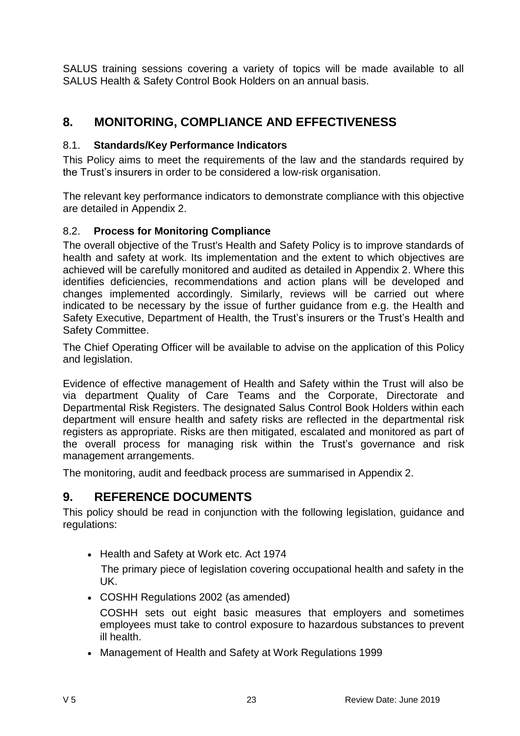SALUS training sessions covering a variety of topics will be made available to all SALUS Health & Safety Control Book Holders on an annual basis.

## 8. MONITORING, COMPLIANCE AND EFFECTIVENESS

### 8.1. Standards/Key Performance Indicators

This Policy aims to meet the requirements of the law and the standards required by the Trust's insurers in order to be considered a low-risk organisation.

The relevant key performance indicators to demonstrate compliance with this objective are detailed in Appendix 2.

### 8.2. Process for Monitoring Compliance

The overall objective of the Trust's Health and Safety Policy is to improve standards of health and safety at work. Its implementation and the extent to which objectives are achieved will be carefully monitored and audited as detailed in Appendix 2. Where this identifies deficiencies, recommendations and action plans will be developed and changes implemented accordingly. Similarly, reviews will be carried out where indicated to be necessary by the issue of further guidance from e.g. the Health and Safety Executive, Department of Health, the Trust's insurers or the Trust's Health and Safety Committee.

The Chief Operating Officer will be available to advise on the application of this Policy and legislation.

Evidence of effective management of Health and Safety within the Trust will also be via department Quality of Care Teams and the Corporate, Directorate and Departmental Risk Registers. The designated Salus Control Book Holders within each department will ensure health and safety risks are reflected in the departmental risk registers as appropriate. Risks are then mitigated, escalated and monitored as part of the overall process for managing risk within the Trust's governance and risk management arrangements.

The monitoring, audit and feedback process are summarised in Appendix 2.

## 9. REFERENCE DOCUMENTS

This policy should be read in conjunction with the following legislation, guidance and regulations:

- Health and Safety at Work etc. Act 1974

  The primary piece of legislation covering occupational health and safety in the UK.

- COSHH Regulations 2002 (as amended)

  COSHH sets out eight basic measures that employers and sometimes employees must take to control exposure to hazardous substances to prevent ill health.

- Management of Health and Safety at Work Regulations 1999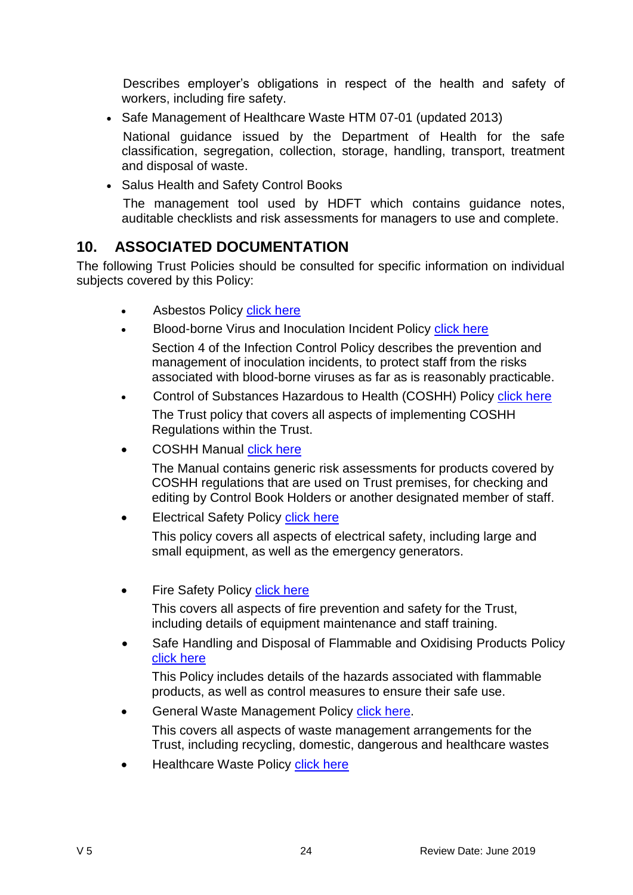Describes employer's obligations in respect of the health and safety of workers, including fire safety.

- Safe Management of Healthcare Waste HTM 07-01 (updated 2013)

  National guidance issued by the Department of Health for the safe classification, segregation, collection, storage, handling, transport, treatment and disposal of waste.

- Salus Health and Safety Control Books

  The management tool used by HDFT which contains guidance notes, auditable checklists and risk assessments for managers to use and complete.

## 10. ASSOCIATED DOCUMENTATION

The following Trust Policies should be consulted for specific information on individual subjects covered by this Policy:

- Asbestos Policy click here
- Blood-borne Virus and Inoculation Incident Policy click here

  Section 4 of the Infection Control Policy describes the prevention and management of inoculation incidents, to protect staff from the risks associated with blood-borne viruses as far as is reasonably practicable.

- Control of Substances Hazardous to Health (COSHH) Policy click here

  The Trust policy that covers all aspects of implementing COSHH Regulations within the Trust.

- COSHH Manual click here

  The Manual contains generic risk assessments for products covered by COSHH regulations that are used on Trust premises, for checking and editing by Control Book Holders or another designated member of staff.

- Electrical Safety Policy click here

  This policy covers all aspects of electrical safety, including large and small equipment, as well as the emergency generators.

- Fire Safety Policy click here

  This covers all aspects of fire prevention and safety for the Trust, including details of equipment maintenance and staff training.

- Safe Handling and Disposal of Flammable and Oxidising Products Policy click here

  This Policy includes details of the hazards associated with flammable products, as well as control measures to ensure their safe use.

- General Waste Management Policy click here.

  This covers all aspects of waste management arrangements for the Trust, including recycling, domestic, dangerous and healthcare wastes

- Healthcare Waste Policy click here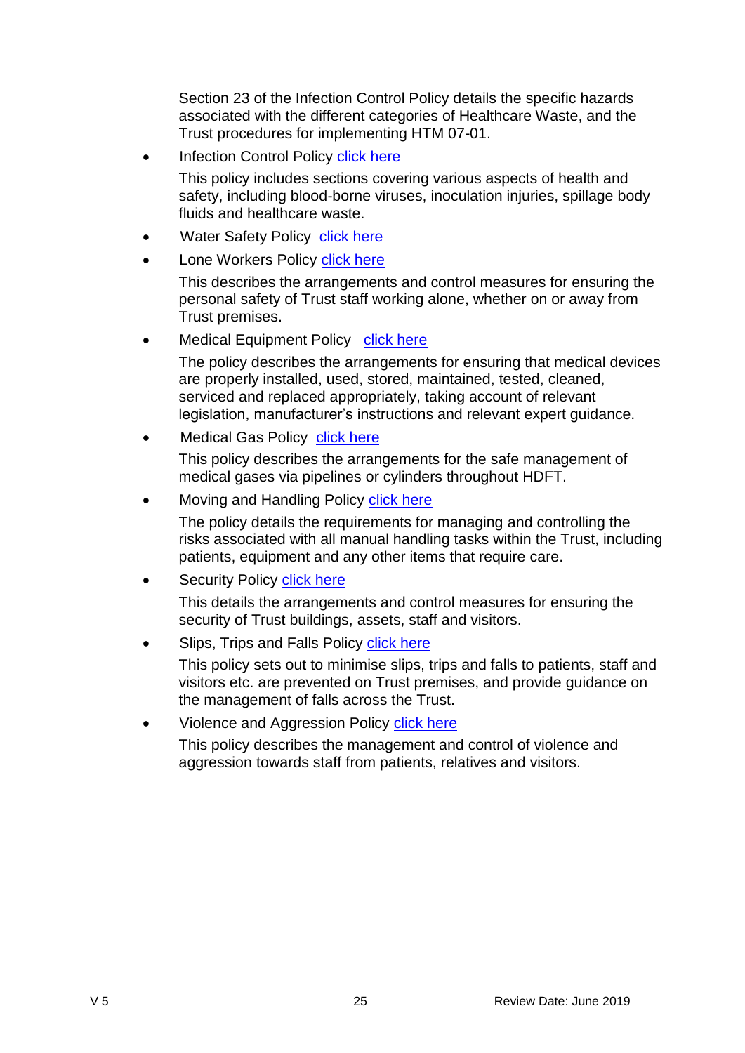Section 23 of the Infection Control Policy details the specific hazards associated with the different categories of Healthcare Waste, and the Trust procedures for implementing HTM 07-01.

- Infection Control Policy click here

  This policy includes sections covering various aspects of health and safety, including blood-borne viruses, inoculation injuries, spillage body fluids and healthcare waste.

- Water Safety Policy click here

- Lone Workers Policy click here

  This describes the arrangements and control measures for ensuring the personal safety of Trust staff working alone, whether on or away from Trust premises.

- Medical Equipment Policy click here

  The policy describes the arrangements for ensuring that medical devices are properly installed, used, stored, maintained, tested, cleaned, serviced and replaced appropriately, taking account of relevant legislation, manufacturer's instructions and relevant expert guidance.

- Medical Gas Policy click here

  This policy describes the arrangements for the safe management of medical gases via pipelines or cylinders throughout HDFT.

- Moving and Handling Policy click here

  The policy details the requirements for managing and controlling the risks associated with all manual handling tasks within the Trust, including patients, equipment and any other items that require care.

- Security Policy click here

  This details the arrangements and control measures for ensuring the security of Trust buildings, assets, staff and visitors.

- Slips, Trips and Falls Policy click here

  This policy sets out to minimise slips, trips and falls to patients, staff and visitors etc. are prevented on Trust premises, and provide guidance on the management of falls across the Trust.

- Violence and Aggression Policy click here

  This policy describes the management and control of violence and aggression towards staff from patients, relatives and visitors.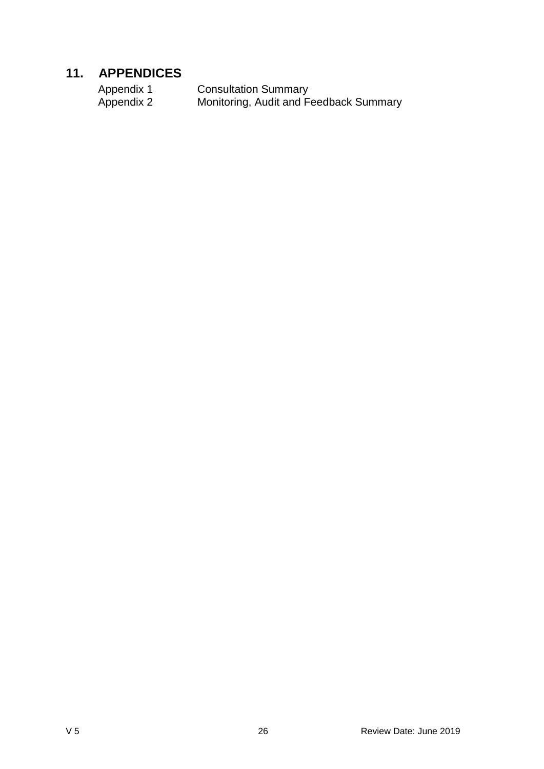## 11. APPENDICES

| | |
|---|---|
| Appendix 1 | Consultation Summary |
| Appendix 2 | Monitoring, Audit and Feedback Summary |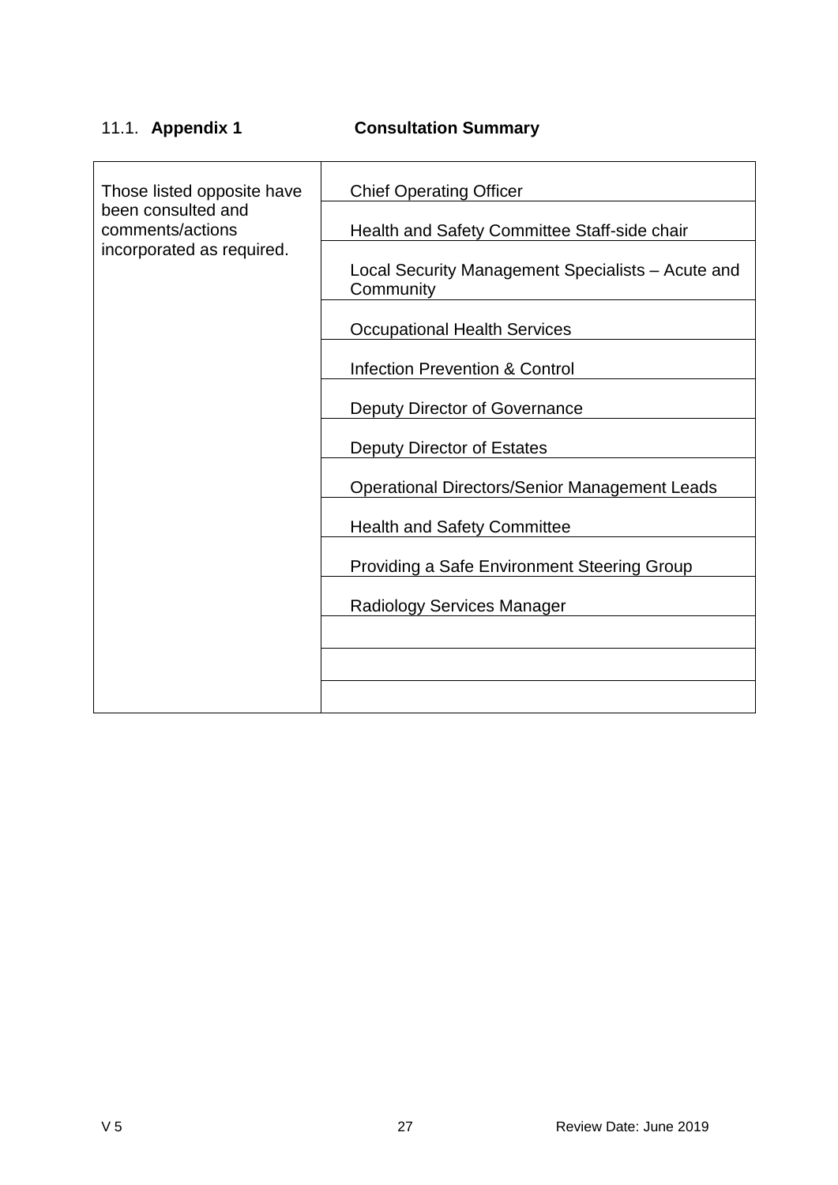## 11.1. **Appendix 1** **Consultation Summary**

| Those listed opposite have been consulted and comments/actions incorporated as required. | Chief Operating Officer |
|---|---|
| | Health and Safety Committee Staff-side chair |
| | Local Security Management Specialists – Acute and Community |
| | Occupational Health Services |
| | Infection Prevention & Control |
| | Deputy Director of Governance |
| | Deputy Director of Estates |
| | Operational Directors/Senior Management Leads |
| | Health and Safety Committee |
| | Providing a Safe Environment Steering Group |
| | Radiology Services Manager |
| | |
| | |
| | |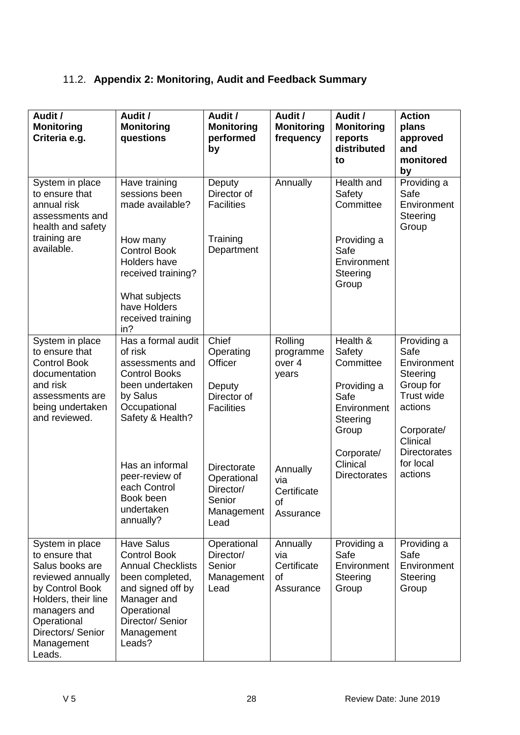## 11.2. Appendix 2: Monitoring, Audit and Feedback Summary

| Audit / Monitoring Criteria e.g. | Audit / Monitoring questions | Audit / Monitoring performed by | Audit / Monitoring frequency | Audit / Monitoring reports distributed to | Action plans approved and monitored by |
|---|---|---|---|---|---|
| System in place to ensure that annual risk assessments and health and safety training are available. | Have training sessions been made available?<br><br>How many Control Book Holders have received training?<br><br>What subjects have Holders received training in? | Deputy Director of Facilities<br><br>Training Department | Annually | Health and Safety Committee<br><br>Providing a Safe Environment Steering Group | Providing a Safe Environment Steering Group |
| System in place to ensure that Control Book documentation and risk assessments are being undertaken and reviewed. | Has a formal audit of risk assessments and Control Books been undertaken by Salus Occupational Safety & Health?<br><br>Has an informal peer-review of each Control Book been undertaken annually? | Chief Operating Officer<br><br>Deputy Director of Facilities<br><br>Directorate Operational Director/ Senior Management Lead | Rolling programme over 4 years<br><br>Annually via Certificate of Assurance | Health & Safety Committee<br><br>Providing a Safe Environment Steering Group<br><br>Corporate/ Clinical Directorates | Providing a Safe Environment Steering Group for Trust wide actions<br><br>Corporate/ Clinical Directorates for local actions |
| System in place to ensure that Salus books are reviewed annually by Control Book Holders, their line managers and Operational Directors/ Senior Management Leads. | Have Salus Control Book Annual Checklists been completed, and signed off by Manager and Operational Director/ Senior Management Leads? | Operational Director/ Senior Management Lead | Annually via Certificate of Assurance | Providing a Safe Environment Steering Group | Providing a Safe Environment Steering Group |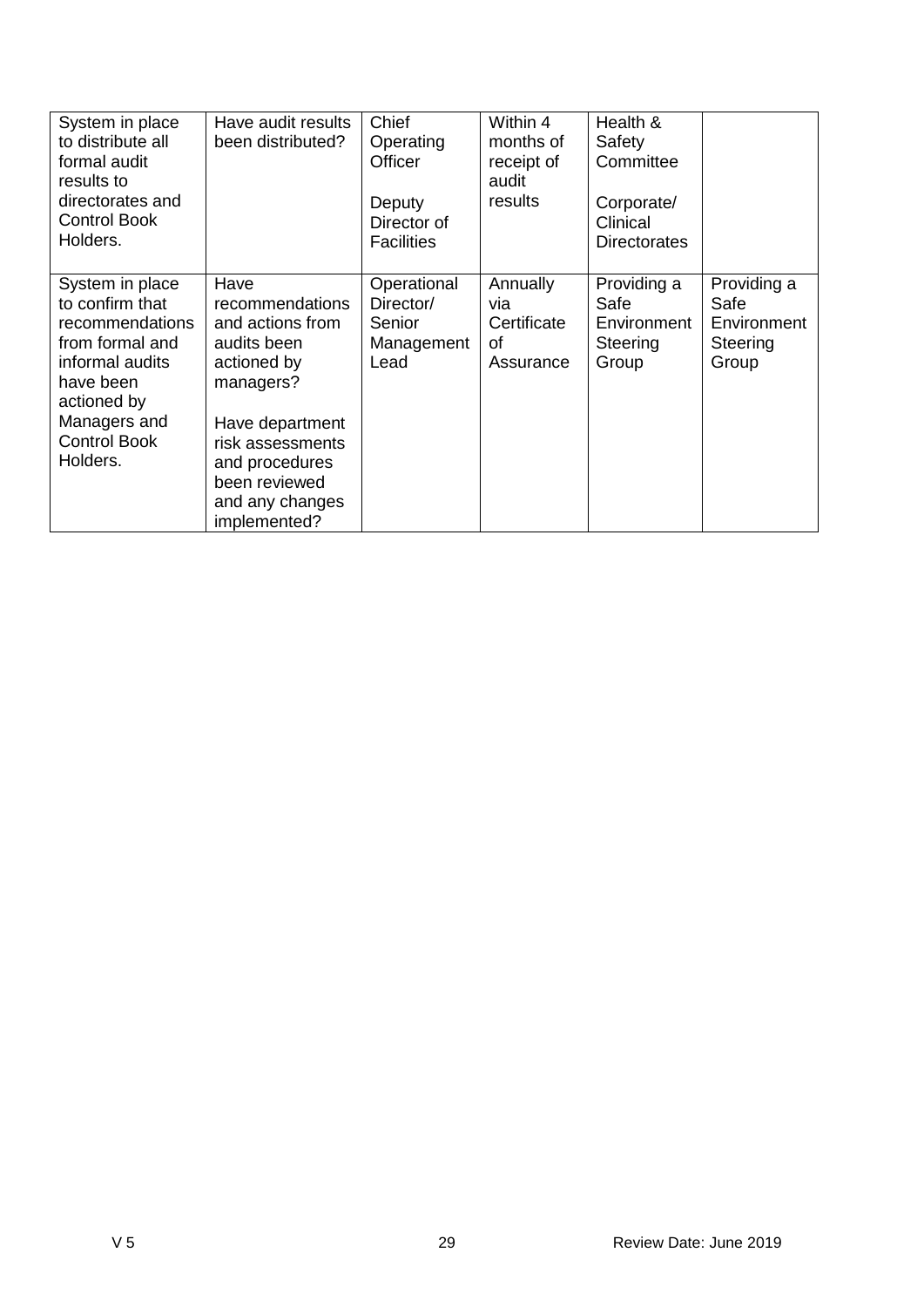| | | | | | |
|---|---|---|---|---|---|
| System in place to distribute all formal audit results to directorates and Control Book Holders. | Have audit results been distributed? | Chief Operating Officer<br><br>Deputy Director of Facilities | Within 4 months of receipt of audit results | Health & Safety Committee<br><br>Corporate/ Clinical Directorates | |
| System in place to confirm that recommendations from formal and informal audits have been actioned by Managers and Control Book Holders. | Have recommendations and actions from audits been actioned by managers?<br><br>Have department risk assessments and procedures been reviewed and any changes implemented? | Operational Director/ Senior Management Lead | Annually via Certificate of Assurance | Providing a Safe Environment Steering Group | Providing a Safe Environment Steering Group |